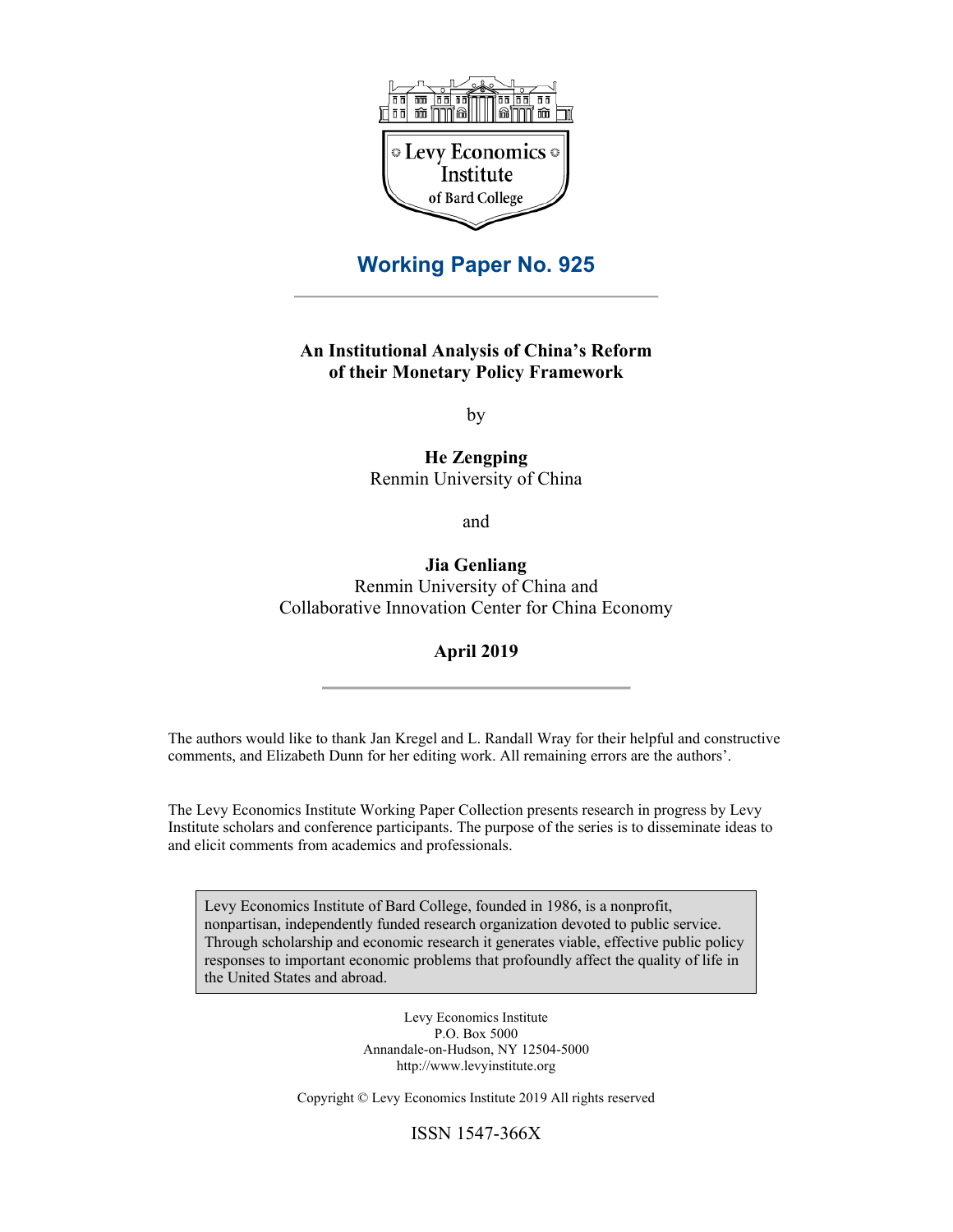Levy Economics Institute of Bard College

# Working Paper No. 925

**An Institutional Analysis of China's Reform of their Monetary Policy Framework**

by

**He Zengping**
Renmin University of China

and

**Jia Genliang**
Renmin University of China and
Collaborative Innovation Center for China Economy

**April 2019**

The authors would like to thank Jan Kregel and L. Randall Wray for their helpful and constructive comments, and Elizabeth Dunn for her editing work. All remaining errors are the authors'.

The Levy Economics Institute Working Paper Collection presents research in progress by Levy Institute scholars and conference participants. The purpose of the series is to disseminate ideas to and elicit comments from academics and professionals.

Levy Economics Institute of Bard College, founded in 1986, is a nonprofit, nonpartisan, independently funded research organization devoted to public service. Through scholarship and economic research it generates viable, effective public policy responses to important economic problems that profoundly affect the quality of life in the United States and abroad.

Levy Economics Institute
P.O. Box 5000
Annandale-on-Hudson, NY 12504-5000
http://www.levyinstitute.org

Copyright © Levy Economics Institute 2019 All rights reserved

ISSN 1547-366X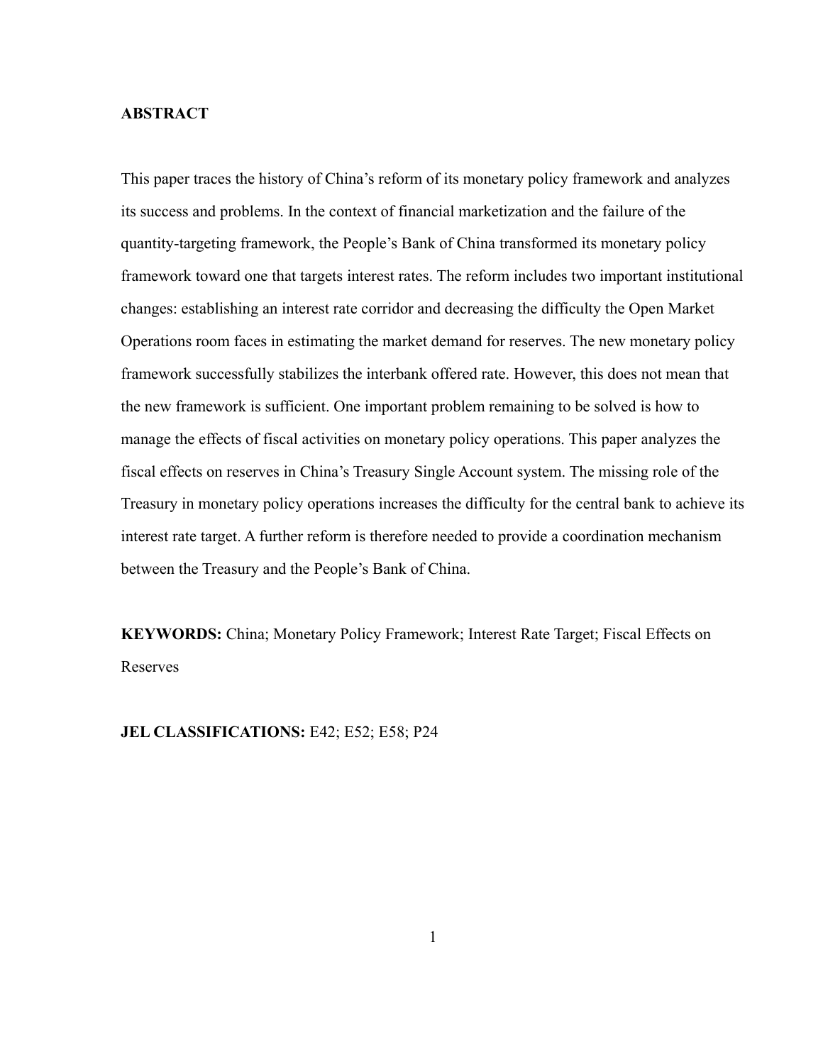**ABSTRACT**

This paper traces the history of China's reform of its monetary policy framework and analyzes its success and problems. In the context of financial marketization and the failure of the quantity-targeting framework, the People's Bank of China transformed its monetary policy framework toward one that targets interest rates. The reform includes two important institutional changes: establishing an interest rate corridor and decreasing the difficulty the Open Market Operations room faces in estimating the market demand for reserves. The new monetary policy framework successfully stabilizes the interbank offered rate. However, this does not mean that the new framework is sufficient. One important problem remaining to be solved is how to manage the effects of fiscal activities on monetary policy operations. This paper analyzes the fiscal effects on reserves in China's Treasury Single Account system. The missing role of the Treasury in monetary policy operations increases the difficulty for the central bank to achieve its interest rate target. A further reform is therefore needed to provide a coordination mechanism between the Treasury and the People's Bank of China.

**KEYWORDS:** China; Monetary Policy Framework; Interest Rate Target; Fiscal Effects on Reserves

**JEL CLASSIFICATIONS:** E42; E52; E58; P24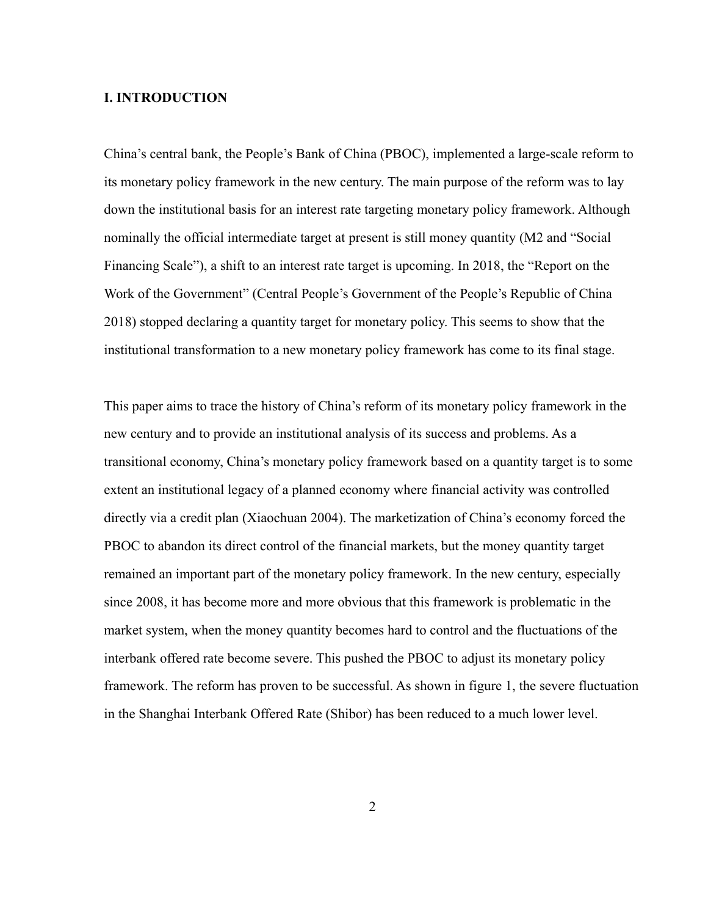## I. INTRODUCTION

China's central bank, the People's Bank of China (PBOC), implemented a large-scale reform to its monetary policy framework in the new century. The main purpose of the reform was to lay down the institutional basis for an interest rate targeting monetary policy framework. Although nominally the official intermediate target at present is still money quantity (M2 and "Social Financing Scale"), a shift to an interest rate target is upcoming. In 2018, the "Report on the Work of the Government" (Central People's Government of the People's Republic of China 2018) stopped declaring a quantity target for monetary policy. This seems to show that the institutional transformation to a new monetary policy framework has come to its final stage.

This paper aims to trace the history of China's reform of its monetary policy framework in the new century and to provide an institutional analysis of its success and problems. As a transitional economy, China's monetary policy framework based on a quantity target is to some extent an institutional legacy of a planned economy where financial activity was controlled directly via a credit plan (Xiaochuan 2004). The marketization of China's economy forced the PBOC to abandon its direct control of the financial markets, but the money quantity target remained an important part of the monetary policy framework. In the new century, especially since 2008, it has become more and more obvious that this framework is problematic in the market system, when the money quantity becomes hard to control and the fluctuations of the interbank offered rate become severe. This pushed the PBOC to adjust its monetary policy framework. The reform has proven to be successful. As shown in figure 1, the severe fluctuation in the Shanghai Interbank Offered Rate (Shibor) has been reduced to a much lower level.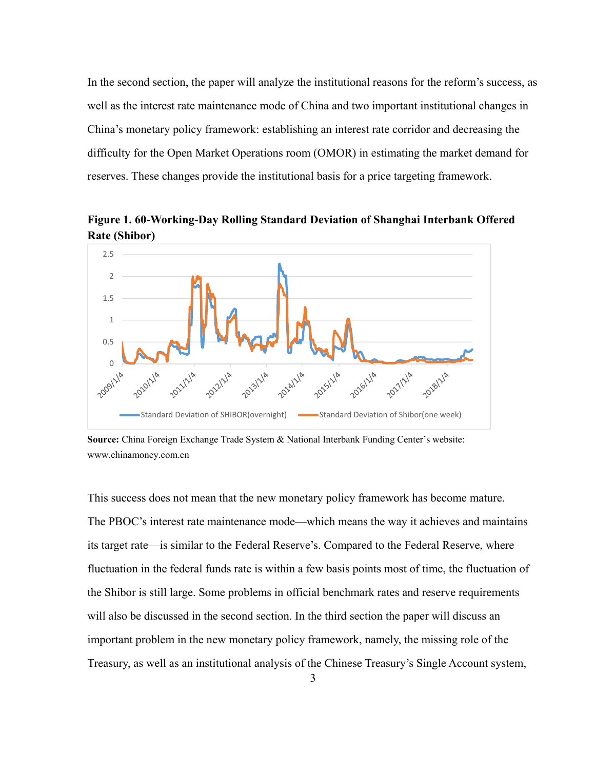In the second section, the paper will analyze the institutional reasons for the reform's success, as well as the interest rate maintenance mode of China and two important institutional changes in China's monetary policy framework: establishing an interest rate corridor and decreasing the difficulty for the Open Market Operations room (OMOR) in estimating the market demand for reserves. These changes provide the institutional basis for a price targeting framework.

**Figure 1. 60-Working-Day Rolling Standard Deviation of Shanghai Interbank Offered Rate (Shibor)**

**Source:** China Foreign Exchange Trade System & National Interbank Funding Center's website: www.chinamoney.com.cn

This success does not mean that the new monetary policy framework has become mature. The PBOC's interest rate maintenance mode—which means the way it achieves and maintains its target rate—is similar to the Federal Reserve's. Compared to the Federal Reserve, where fluctuation in the federal funds rate is within a few basis points most of time, the fluctuation of the Shibor is still large. Some problems in official benchmark rates and reserve requirements will also be discussed in the second section. In the third section the paper will discuss an important problem in the new monetary policy framework, namely, the missing role of the Treasury, as well as an institutional analysis of the Chinese Treasury's Single Account system,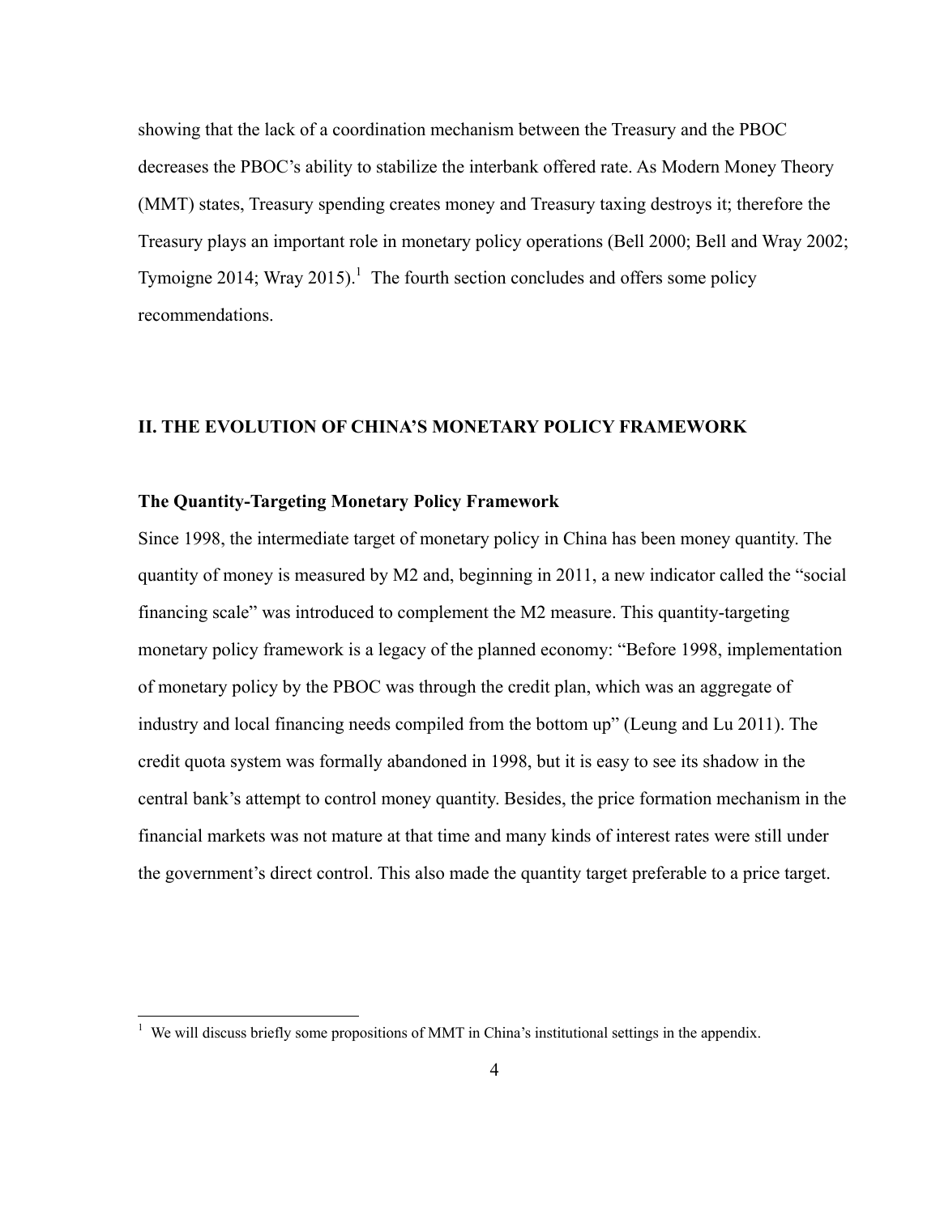showing that the lack of a coordination mechanism between the Treasury and the PBOC decreases the PBOC's ability to stabilize the interbank offered rate. As Modern Money Theory (MMT) states, Treasury spending creates money and Treasury taxing destroys it; therefore the Treasury plays an important role in monetary policy operations (Bell 2000; Bell and Wray 2002; Tymoigne 2014; Wray 2015).[1] The fourth section concludes and offers some policy recommendations.

## II. THE EVOLUTION OF CHINA'S MONETARY POLICY FRAMEWORK

### The Quantity-Targeting Monetary Policy Framework

Since 1998, the intermediate target of monetary policy in China has been money quantity. The quantity of money is measured by M2 and, beginning in 2011, a new indicator called the "social financing scale" was introduced to complement the M2 measure. This quantity-targeting monetary policy framework is a legacy of the planned economy: "Before 1998, implementation of monetary policy by the PBOC was through the credit plan, which was an aggregate of industry and local financing needs compiled from the bottom up" (Leung and Lu 2011). The credit quota system was formally abandoned in 1998, but it is easy to see its shadow in the central bank's attempt to control money quantity. Besides, the price formation mechanism in the financial markets was not mature at that time and many kinds of interest rates were still under the government's direct control. This also made the quantity target preferable to a price target.

[1] We will discuss briefly some propositions of MMT in China's institutional settings in the appendix.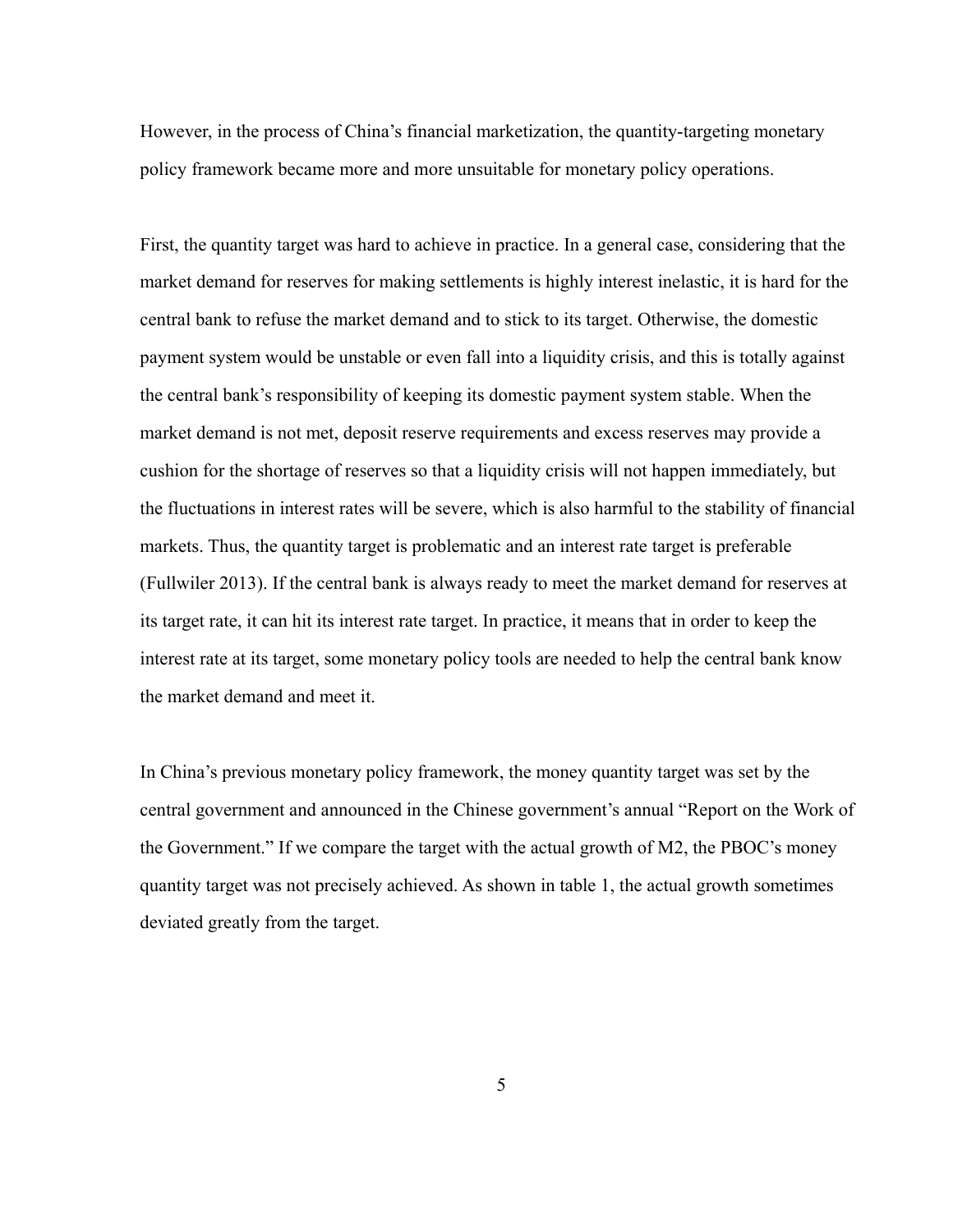However, in the process of China's financial marketization, the quantity-targeting monetary policy framework became more and more unsuitable for monetary policy operations.

First, the quantity target was hard to achieve in practice. In a general case, considering that the market demand for reserves for making settlements is highly interest inelastic, it is hard for the central bank to refuse the market demand and to stick to its target. Otherwise, the domestic payment system would be unstable or even fall into a liquidity crisis, and this is totally against the central bank's responsibility of keeping its domestic payment system stable. When the market demand is not met, deposit reserve requirements and excess reserves may provide a cushion for the shortage of reserves so that a liquidity crisis will not happen immediately, but the fluctuations in interest rates will be severe, which is also harmful to the stability of financial markets. Thus, the quantity target is problematic and an interest rate target is preferable (Fullwiler 2013). If the central bank is always ready to meet the market demand for reserves at its target rate, it can hit its interest rate target. In practice, it means that in order to keep the interest rate at its target, some monetary policy tools are needed to help the central bank know the market demand and meet it.

In China's previous monetary policy framework, the money quantity target was set by the central government and announced in the Chinese government's annual "Report on the Work of the Government." If we compare the target with the actual growth of M2, the PBOC's money quantity target was not precisely achieved. As shown in table 1, the actual growth sometimes deviated greatly from the target.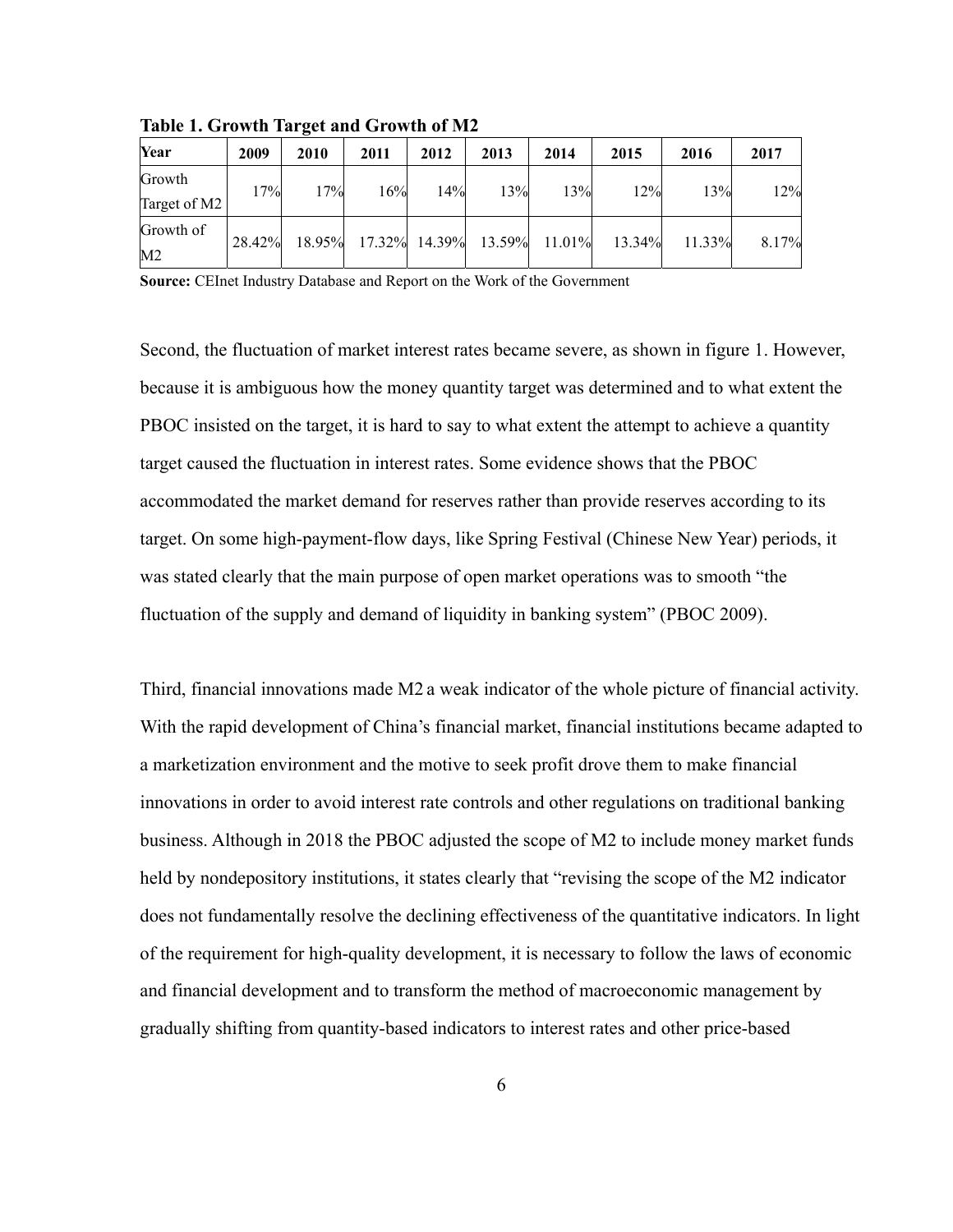**Table 1. Growth Target and Growth of M2**

| Year | 2009 | 2010 | 2011 | 2012 | 2013 | 2014 | 2015 | 2016 | 2017 |
|---|---|---|---|---|---|---|---|---|---|
| Growth Target of M2 | 17% | 17% | 16% | 14% | 13% | 13% | 12% | 13% | 12% |
| Growth of M2 | 28.42% | 18.95% | 17.32% | 14.39% | 13.59% | 11.01% | 13.34% | 11.33% | 8.17% |

**Source:** CEInet Industry Database and Report on the Work of the Government

Second, the fluctuation of market interest rates became severe, as shown in figure 1. However, because it is ambiguous how the money quantity target was determined and to what extent the PBOC insisted on the target, it is hard to say to what extent the attempt to achieve a quantity target caused the fluctuation in interest rates. Some evidence shows that the PBOC accommodated the market demand for reserves rather than provide reserves according to its target. On some high-payment-flow days, like Spring Festival (Chinese New Year) periods, it was stated clearly that the main purpose of open market operations was to smooth "the fluctuation of the supply and demand of liquidity in banking system" (PBOC 2009).

Third, financial innovations made M2 a weak indicator of the whole picture of financial activity. With the rapid development of China's financial market, financial institutions became adapted to a marketization environment and the motive to seek profit drove them to make financial innovations in order to avoid interest rate controls and other regulations on traditional banking business. Although in 2018 the PBOC adjusted the scope of M2 to include money market funds held by nondepository institutions, it states clearly that "revising the scope of the M2 indicator does not fundamentally resolve the declining effectiveness of the quantitative indicators. In light of the requirement for high-quality development, it is necessary to follow the laws of economic and financial development and to transform the method of macroeconomic management by gradually shifting from quantity-based indicators to interest rates and other price-based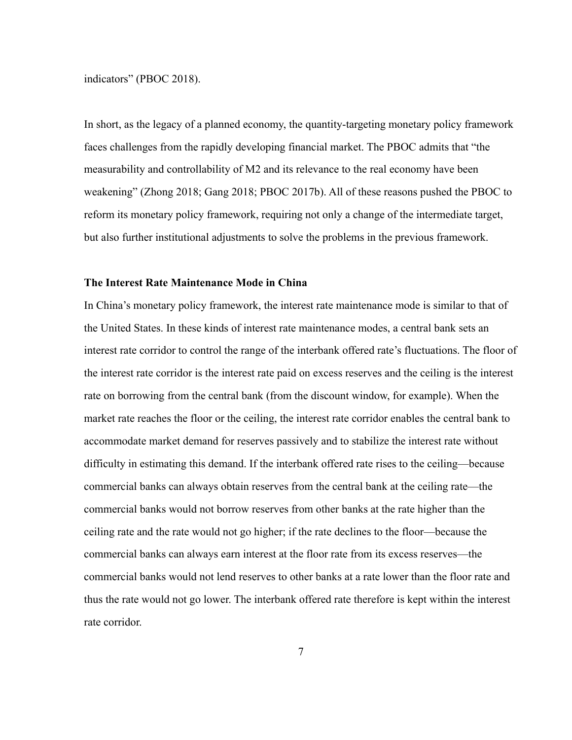indicators" (PBOC 2018).

In short, as the legacy of a planned economy, the quantity-targeting monetary policy framework faces challenges from the rapidly developing financial market. The PBOC admits that "the measurability and controllability of M2 and its relevance to the real economy have been weakening" (Zhong 2018; Gang 2018; PBOC 2017b). All of these reasons pushed the PBOC to reform its monetary policy framework, requiring not only a change of the intermediate target, but also further institutional adjustments to solve the problems in the previous framework.

**The Interest Rate Maintenance Mode in China**

In China's monetary policy framework, the interest rate maintenance mode is similar to that of the United States. In these kinds of interest rate maintenance modes, a central bank sets an interest rate corridor to control the range of the interbank offered rate's fluctuations. The floor of the interest rate corridor is the interest rate paid on excess reserves and the ceiling is the interest rate on borrowing from the central bank (from the discount window, for example). When the market rate reaches the floor or the ceiling, the interest rate corridor enables the central bank to accommodate market demand for reserves passively and to stabilize the interest rate without difficulty in estimating this demand. If the interbank offered rate rises to the ceiling—because commercial banks can always obtain reserves from the central bank at the ceiling rate—the commercial banks would not borrow reserves from other banks at the rate higher than the ceiling rate and the rate would not go higher; if the rate declines to the floor—because the commercial banks can always earn interest at the floor rate from its excess reserves—the commercial banks would not lend reserves to other banks at a rate lower than the floor rate and thus the rate would not go lower. The interbank offered rate therefore is kept within the interest rate corridor.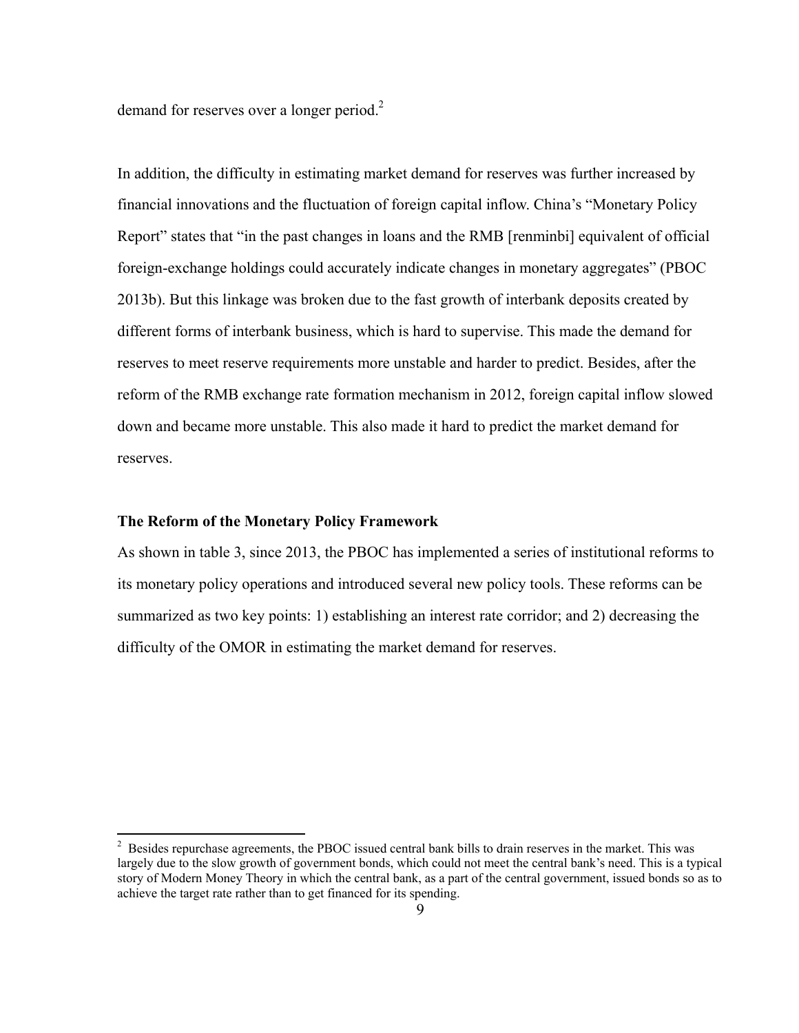demand for reserves over a longer period.[2]

In addition, the difficulty in estimating market demand for reserves was further increased by financial innovations and the fluctuation of foreign capital inflow. China's "Monetary Policy Report" states that "in the past changes in loans and the RMB [renminbi] equivalent of official foreign-exchange holdings could accurately indicate changes in monetary aggregates" (PBOC 2013b). But this linkage was broken due to the fast growth of interbank deposits created by different forms of interbank business, which is hard to supervise. This made the demand for reserves to meet reserve requirements more unstable and harder to predict. Besides, after the reform of the RMB exchange rate formation mechanism in 2012, foreign capital inflow slowed down and became more unstable. This also made it hard to predict the market demand for reserves.

**The Reform of the Monetary Policy Framework**

As shown in table 3, since 2013, the PBOC has implemented a series of institutional reforms to its monetary policy operations and introduced several new policy tools. These reforms can be summarized as two key points: 1) establishing an interest rate corridor; and 2) decreasing the difficulty of the OMOR in estimating the market demand for reserves.

---

[2] Besides repurchase agreements, the PBOC issued central bank bills to drain reserves in the market. This was largely due to the slow growth of government bonds, which could not meet the central bank's need. This is a typical story of Modern Money Theory in which the central bank, as a part of the central government, issued bonds so as to achieve the target rate rather than to get financed for its spending.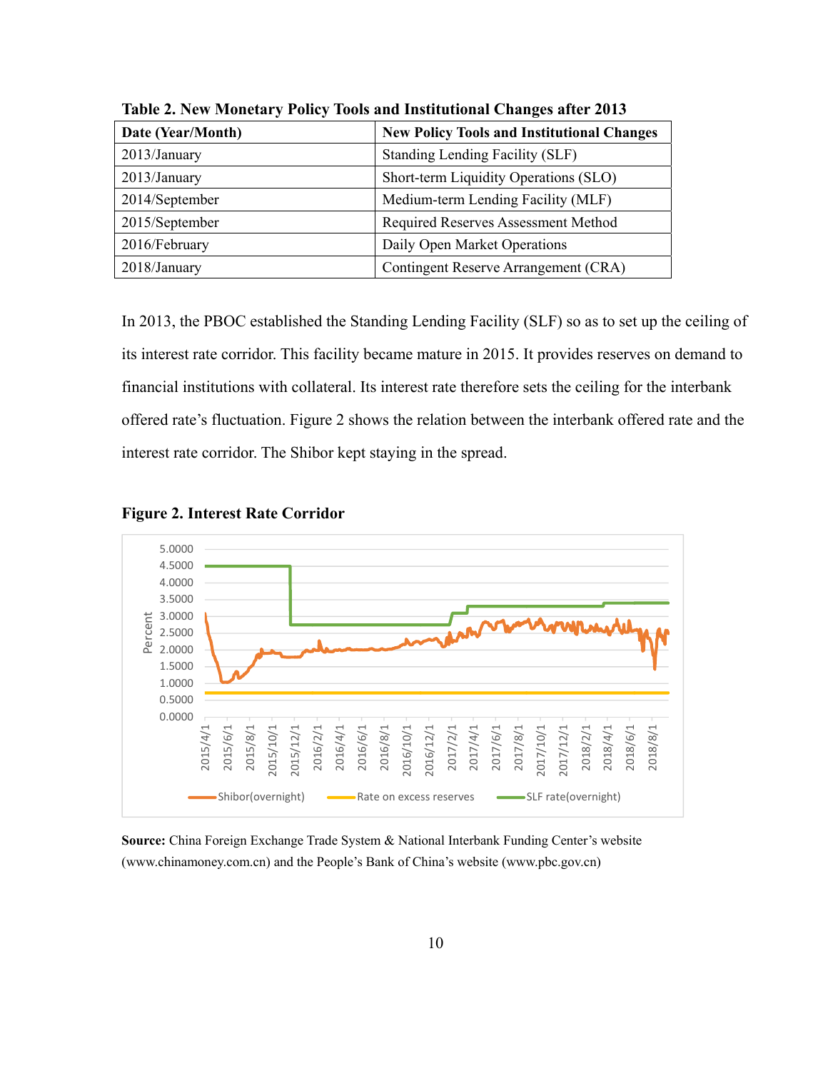**Table 2. New Monetary Policy Tools and Institutional Changes after 2013**

| Date (Year/Month) | New Policy Tools and Institutional Changes |
|---|---|
| 2013/January | Standing Lending Facility (SLF) |
| 2013/January | Short-term Liquidity Operations (SLO) |
| 2014/September | Medium-term Lending Facility (MLF) |
| 2015/September | Required Reserves Assessment Method |
| 2016/February | Daily Open Market Operations |
| 2018/January | Contingent Reserve Arrangement (CRA) |

In 2013, the PBOC established the Standing Lending Facility (SLF) so as to set up the ceiling of its interest rate corridor. This facility became mature in 2015. It provides reserves on demand to financial institutions with collateral. Its interest rate therefore sets the ceiling for the interbank offered rate's fluctuation. Figure 2 shows the relation between the interbank offered rate and the interest rate corridor. The Shibor kept staying in the spread.

**Figure 2. Interest Rate Corridor**

**Source:** China Foreign Exchange Trade System & National Interbank Funding Center's website (www.chinamoney.com.cn) and the People's Bank of China's website (www.pbc.gov.cn)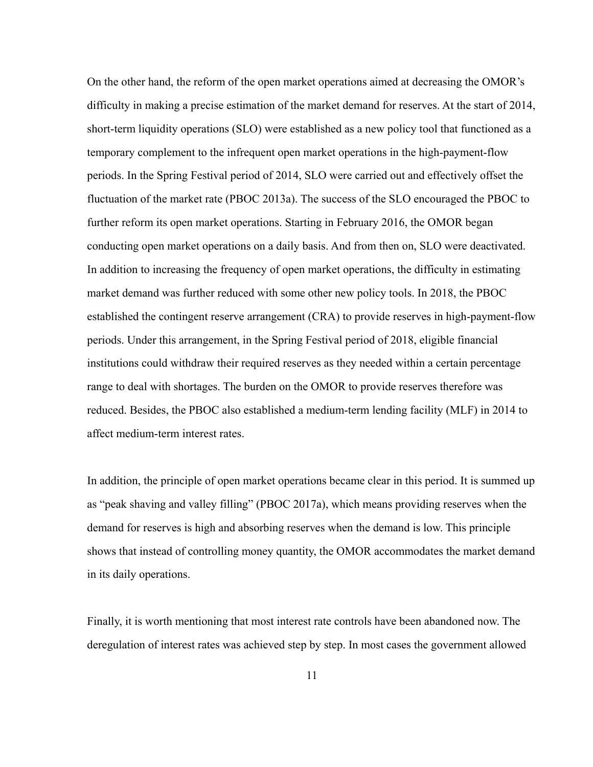On the other hand, the reform of the open market operations aimed at decreasing the OMOR's difficulty in making a precise estimation of the market demand for reserves. At the start of 2014, short-term liquidity operations (SLO) were established as a new policy tool that functioned as a temporary complement to the infrequent open market operations in the high-payment-flow periods. In the Spring Festival period of 2014, SLO were carried out and effectively offset the fluctuation of the market rate (PBOC 2013a). The success of the SLO encouraged the PBOC to further reform its open market operations. Starting in February 2016, the OMOR began conducting open market operations on a daily basis. And from then on, SLO were deactivated. In addition to increasing the frequency of open market operations, the difficulty in estimating market demand was further reduced with some other new policy tools. In 2018, the PBOC established the contingent reserve arrangement (CRA) to provide reserves in high-payment-flow periods. Under this arrangement, in the Spring Festival period of 2018, eligible financial institutions could withdraw their required reserves as they needed within a certain percentage range to deal with shortages. The burden on the OMOR to provide reserves therefore was reduced. Besides, the PBOC also established a medium-term lending facility (MLF) in 2014 to affect medium-term interest rates.

In addition, the principle of open market operations became clear in this period. It is summed up as "peak shaving and valley filling" (PBOC 2017a), which means providing reserves when the demand for reserves is high and absorbing reserves when the demand is low. This principle shows that instead of controlling money quantity, the OMOR accommodates the market demand in its daily operations.

Finally, it is worth mentioning that most interest rate controls have been abandoned now. The deregulation of interest rates was achieved step by step. In most cases the government allowed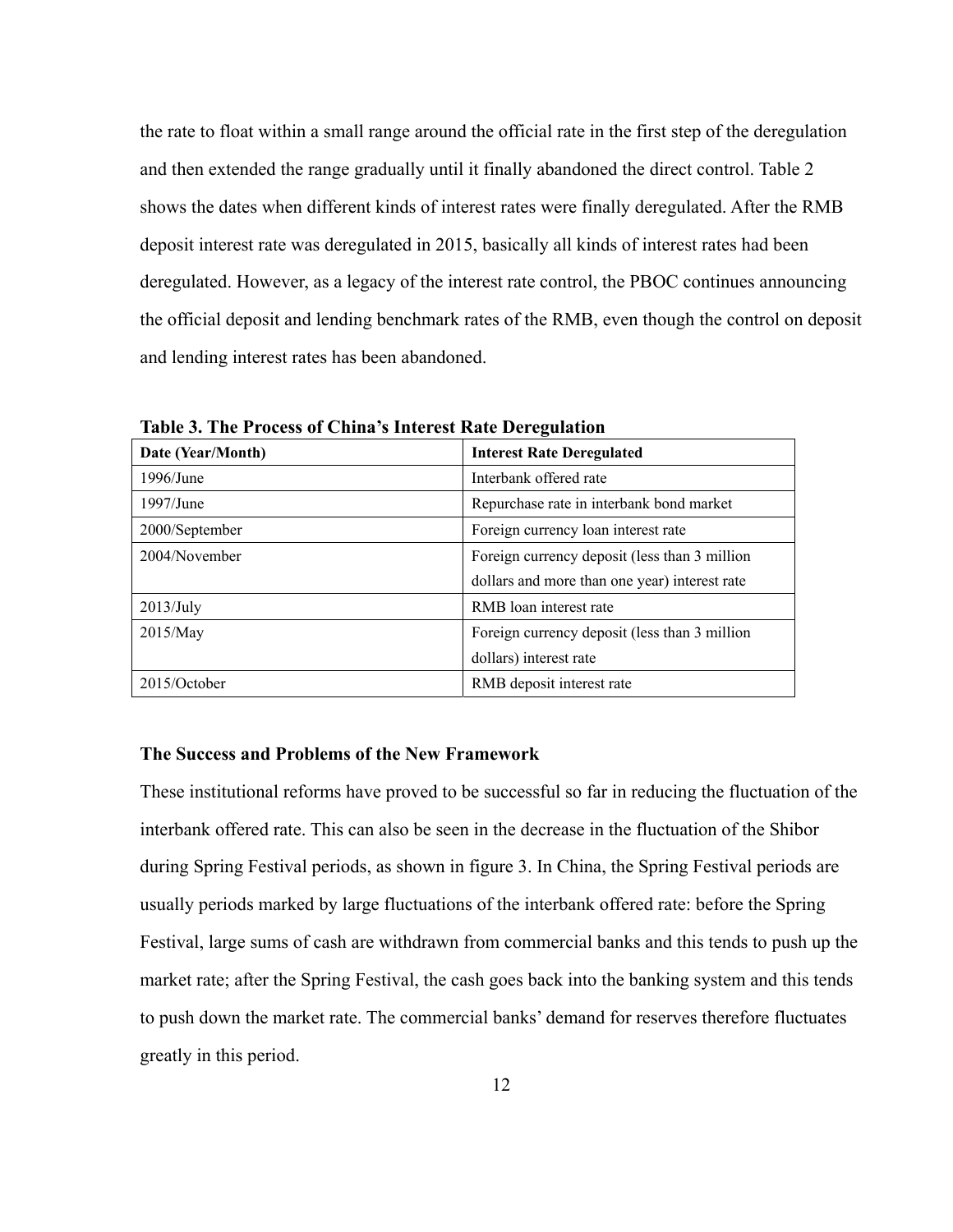the rate to float within a small range around the official rate in the first step of the deregulation and then extended the range gradually until it finally abandoned the direct control. Table 2 shows the dates when different kinds of interest rates were finally deregulated. After the RMB deposit interest rate was deregulated in 2015, basically all kinds of interest rates had been deregulated. However, as a legacy of the interest rate control, the PBOC continues announcing the official deposit and lending benchmark rates of the RMB, even though the control on deposit and lending interest rates has been abandoned.

**Table 3. The Process of China's Interest Rate Deregulation**

| Date (Year/Month) | Interest Rate Deregulated |
|---|---|
| 1996/June | Interbank offered rate |
| 1997/June | Repurchase rate in interbank bond market |
| 2000/September | Foreign currency loan interest rate |
| 2004/November | Foreign currency deposit (less than 3 million dollars and more than one year) interest rate |
| 2013/July | RMB loan interest rate |
| 2015/May | Foreign currency deposit (less than 3 million dollars) interest rate |
| 2015/October | RMB deposit interest rate |

### The Success and Problems of the New Framework

These institutional reforms have proved to be successful so far in reducing the fluctuation of the interbank offered rate. This can also be seen in the decrease in the fluctuation of the Shibor during Spring Festival periods, as shown in figure 3. In China, the Spring Festival periods are usually periods marked by large fluctuations of the interbank offered rate: before the Spring Festival, large sums of cash are withdrawn from commercial banks and this tends to push up the market rate; after the Spring Festival, the cash goes back into the banking system and this tends to push down the market rate. The commercial banks' demand for reserves therefore fluctuates greatly in this period.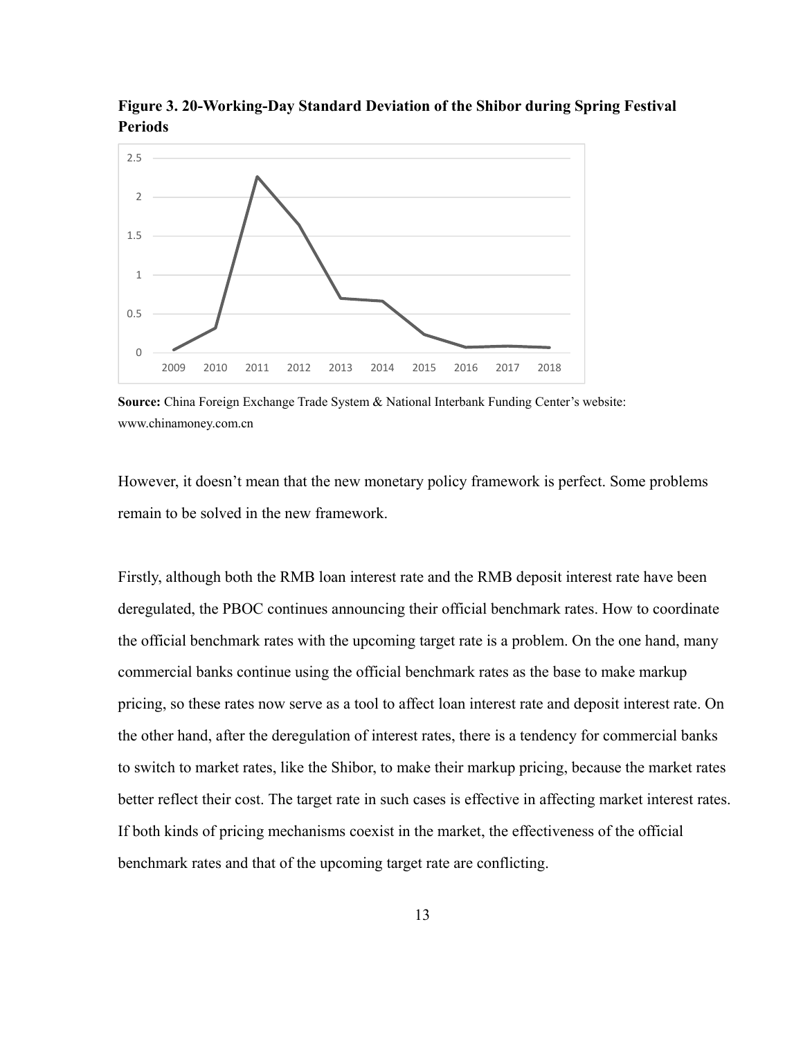**Figure 3. 20-Working-Day Standard Deviation of the Shibor during Spring Festival Periods**

**Source:** China Foreign Exchange Trade System & National Interbank Funding Center's website: www.chinamoney.com.cn

However, it doesn't mean that the new monetary policy framework is perfect. Some problems remain to be solved in the new framework.

Firstly, although both the RMB loan interest rate and the RMB deposit interest rate have been deregulated, the PBOC continues announcing their official benchmark rates. How to coordinate the official benchmark rates with the upcoming target rate is a problem. On the one hand, many commercial banks continue using the official benchmark rates as the base to make markup pricing, so these rates now serve as a tool to affect loan interest rate and deposit interest rate. On the other hand, after the deregulation of interest rates, there is a tendency for commercial banks to switch to market rates, like the Shibor, to make their markup pricing, because the market rates better reflect their cost. The target rate in such cases is effective in affecting market interest rates. If both kinds of pricing mechanisms coexist in the market, the effectiveness of the official benchmark rates and that of the upcoming target rate are conflicting.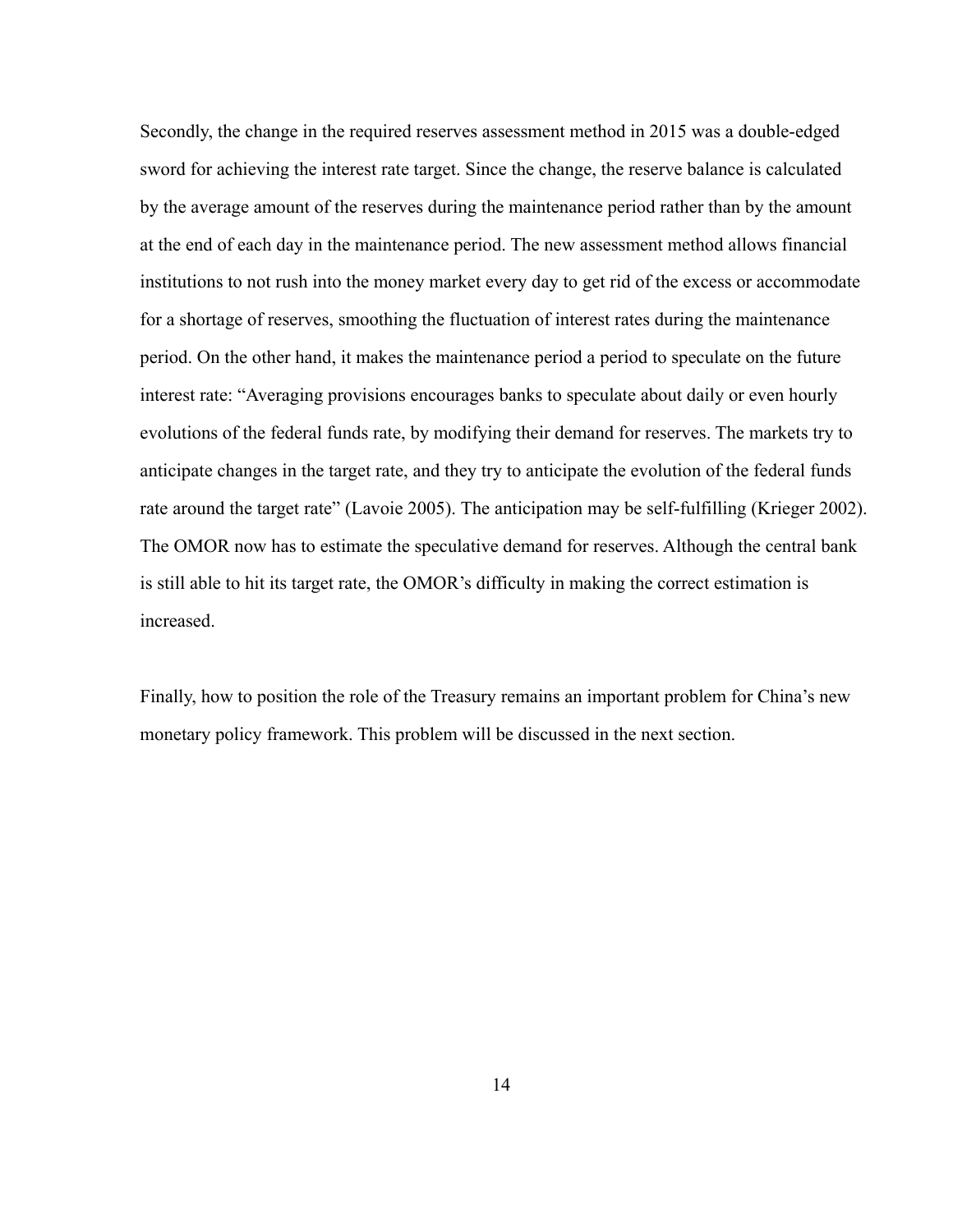Secondly, the change in the required reserves assessment method in 2015 was a double-edged sword for achieving the interest rate target. Since the change, the reserve balance is calculated by the average amount of the reserves during the maintenance period rather than by the amount at the end of each day in the maintenance period. The new assessment method allows financial institutions to not rush into the money market every day to get rid of the excess or accommodate for a shortage of reserves, smoothing the fluctuation of interest rates during the maintenance period. On the other hand, it makes the maintenance period a period to speculate on the future interest rate: "Averaging provisions encourages banks to speculate about daily or even hourly evolutions of the federal funds rate, by modifying their demand for reserves. The markets try to anticipate changes in the target rate, and they try to anticipate the evolution of the federal funds rate around the target rate" (Lavoie 2005). The anticipation may be self-fulfilling (Krieger 2002). The OMOR now has to estimate the speculative demand for reserves. Although the central bank is still able to hit its target rate, the OMOR's difficulty in making the correct estimation is increased.

Finally, how to position the role of the Treasury remains an important problem for China's new monetary policy framework. This problem will be discussed in the next section.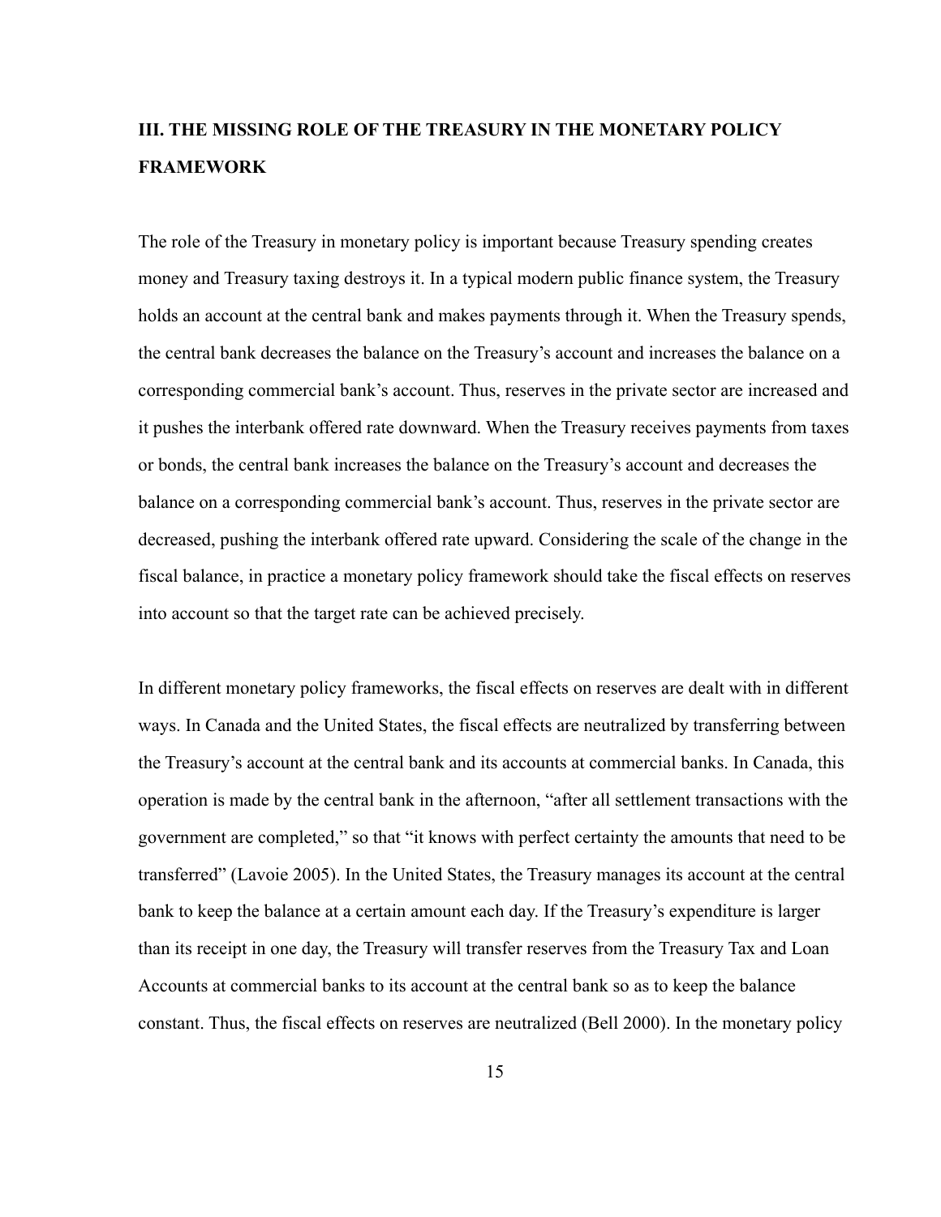## III. THE MISSING ROLE OF THE TREASURY IN THE MONETARY POLICY FRAMEWORK

The role of the Treasury in monetary policy is important because Treasury spending creates money and Treasury taxing destroys it. In a typical modern public finance system, the Treasury holds an account at the central bank and makes payments through it. When the Treasury spends, the central bank decreases the balance on the Treasury's account and increases the balance on a corresponding commercial bank's account. Thus, reserves in the private sector are increased and it pushes the interbank offered rate downward. When the Treasury receives payments from taxes or bonds, the central bank increases the balance on the Treasury's account and decreases the balance on a corresponding commercial bank's account. Thus, reserves in the private sector are decreased, pushing the interbank offered rate upward. Considering the scale of the change in the fiscal balance, in practice a monetary policy framework should take the fiscal effects on reserves into account so that the target rate can be achieved precisely.

In different monetary policy frameworks, the fiscal effects on reserves are dealt with in different ways. In Canada and the United States, the fiscal effects are neutralized by transferring between the Treasury's account at the central bank and its accounts at commercial banks. In Canada, this operation is made by the central bank in the afternoon, "after all settlement transactions with the government are completed," so that "it knows with perfect certainty the amounts that need to be transferred" (Lavoie 2005). In the United States, the Treasury manages its account at the central bank to keep the balance at a certain amount each day. If the Treasury's expenditure is larger than its receipt in one day, the Treasury will transfer reserves from the Treasury Tax and Loan Accounts at commercial banks to its account at the central bank so as to keep the balance constant. Thus, the fiscal effects on reserves are neutralized (Bell 2000). In the monetary policy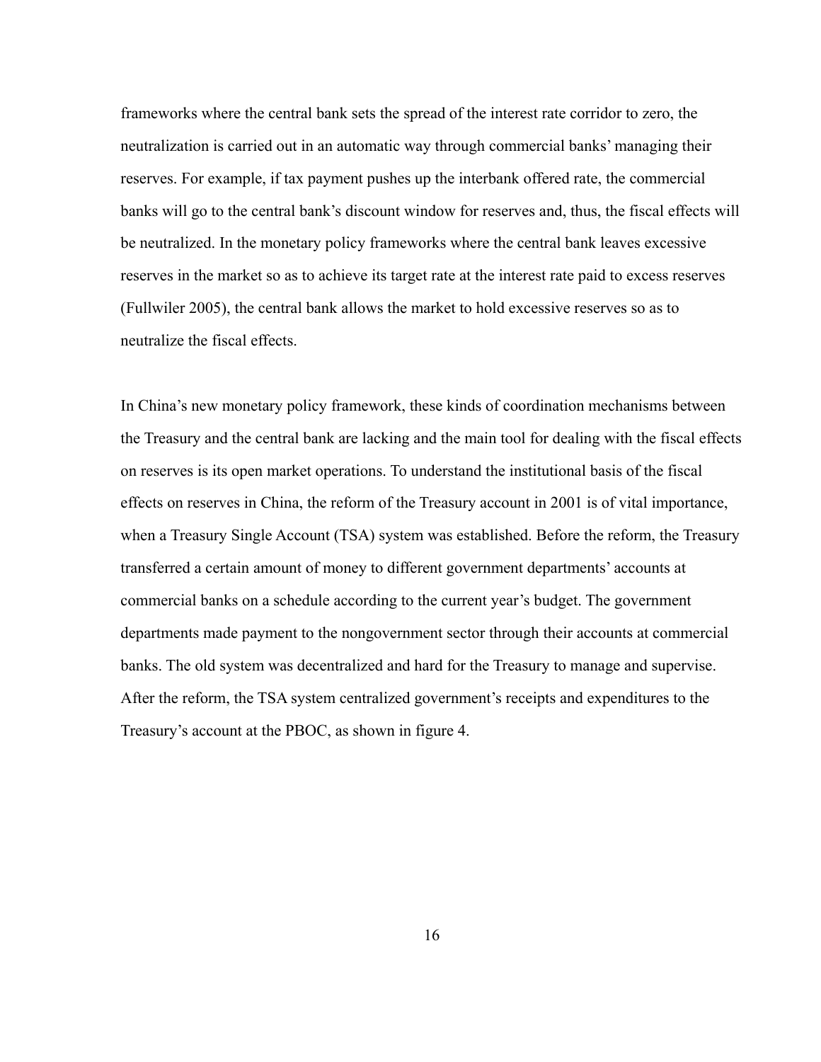frameworks where the central bank sets the spread of the interest rate corridor to zero, the neutralization is carried out in an automatic way through commercial banks' managing their reserves. For example, if tax payment pushes up the interbank offered rate, the commercial banks will go to the central bank's discount window for reserves and, thus, the fiscal effects will be neutralized. In the monetary policy frameworks where the central bank leaves excessive reserves in the market so as to achieve its target rate at the interest rate paid to excess reserves (Fullwiler 2005), the central bank allows the market to hold excessive reserves so as to neutralize the fiscal effects.

In China's new monetary policy framework, these kinds of coordination mechanisms between the Treasury and the central bank are lacking and the main tool for dealing with the fiscal effects on reserves is its open market operations. To understand the institutional basis of the fiscal effects on reserves in China, the reform of the Treasury account in 2001 is of vital importance, when a Treasury Single Account (TSA) system was established. Before the reform, the Treasury transferred a certain amount of money to different government departments' accounts at commercial banks on a schedule according to the current year's budget. The government departments made payment to the nongovernment sector through their accounts at commercial banks. The old system was decentralized and hard for the Treasury to manage and supervise. After the reform, the TSA system centralized government's receipts and expenditures to the Treasury's account at the PBOC, as shown in figure 4.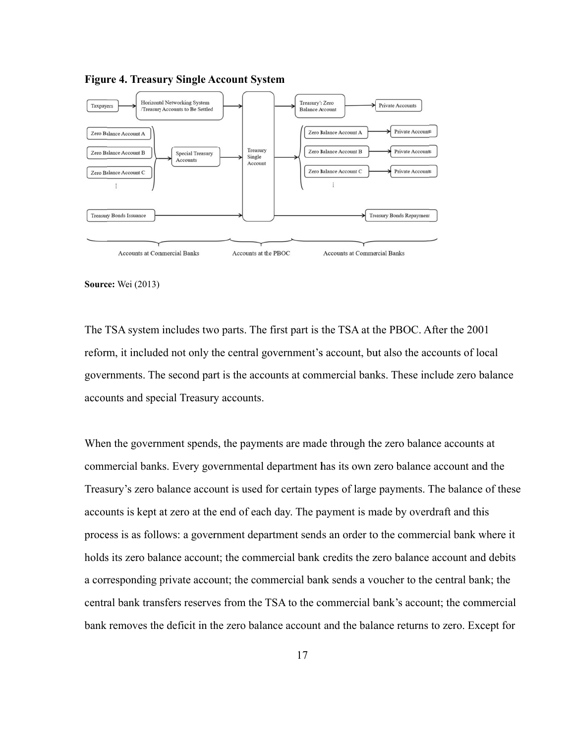**Figure 4. Treasury Single Account System**

**Source:** Wei (2013)

The TSA system includes two parts. The first part is the TSA at the PBOC. After the 2001 reform, it included not only the central government's account, but also the accounts of local governments. The second part is the accounts at commercial banks. These include zero balance accounts and special Treasury accounts.

When the government spends, the payments are made through the zero balance accounts at commercial banks. Every governmental department has its own zero balance account and the Treasury's zero balance account is used for certain types of large payments. The balance of these accounts is kept at zero at the end of each day. The payment is made by overdraft and this process is as follows: a government department sends an order to the commercial bank where it holds its zero balance account; the commercial bank credits the zero balance account and debits a corresponding private account; the commercial bank sends a voucher to the central bank; the central bank transfers reserves from the TSA to the commercial bank's account; the commercial bank removes the deficit in the zero balance account and the balance returns to zero. Except for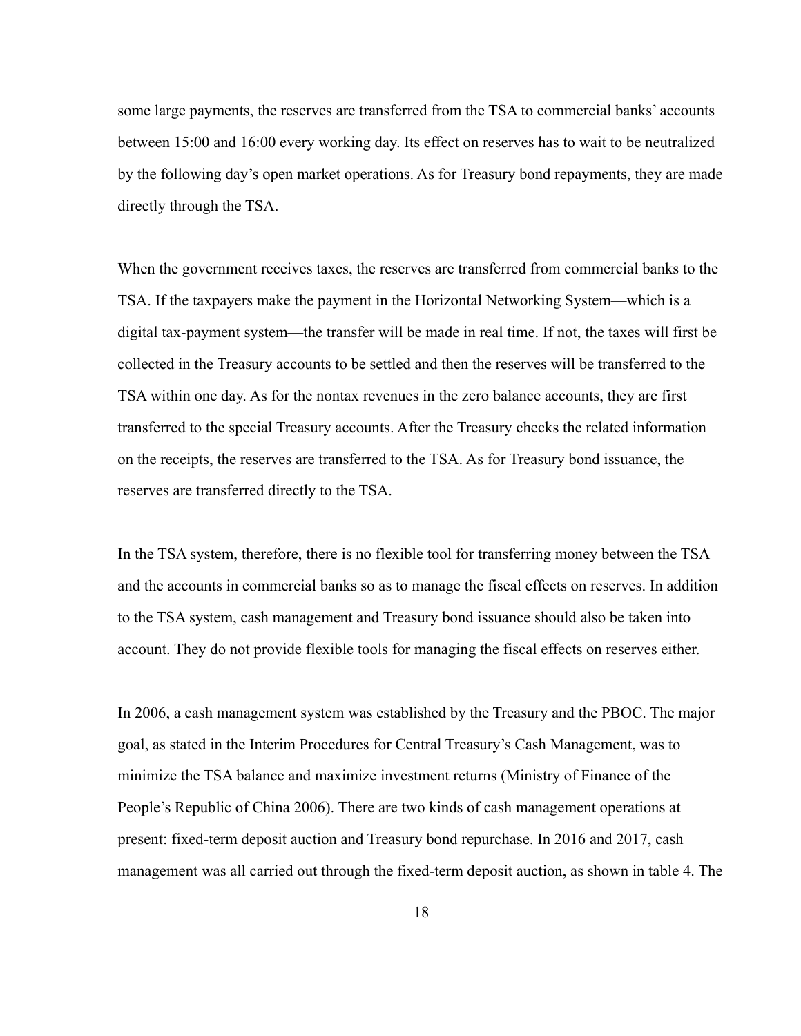some large payments, the reserves are transferred from the TSA to commercial banks' accounts between 15:00 and 16:00 every working day. Its effect on reserves has to wait to be neutralized by the following day's open market operations. As for Treasury bond repayments, they are made directly through the TSA.

When the government receives taxes, the reserves are transferred from commercial banks to the TSA. If the taxpayers make the payment in the Horizontal Networking System—which is a digital tax-payment system—the transfer will be made in real time. If not, the taxes will first be collected in the Treasury accounts to be settled and then the reserves will be transferred to the TSA within one day. As for the nontax revenues in the zero balance accounts, they are first transferred to the special Treasury accounts. After the Treasury checks the related information on the receipts, the reserves are transferred to the TSA. As for Treasury bond issuance, the reserves are transferred directly to the TSA.

In the TSA system, therefore, there is no flexible tool for transferring money between the TSA and the accounts in commercial banks so as to manage the fiscal effects on reserves. In addition to the TSA system, cash management and Treasury bond issuance should also be taken into account. They do not provide flexible tools for managing the fiscal effects on reserves either.

In 2006, a cash management system was established by the Treasury and the PBOC. The major goal, as stated in the Interim Procedures for Central Treasury's Cash Management, was to minimize the TSA balance and maximize investment returns (Ministry of Finance of the People's Republic of China 2006). There are two kinds of cash management operations at present: fixed-term deposit auction and Treasury bond repurchase. In 2016 and 2017, cash management was all carried out through the fixed-term deposit auction, as shown in table 4. The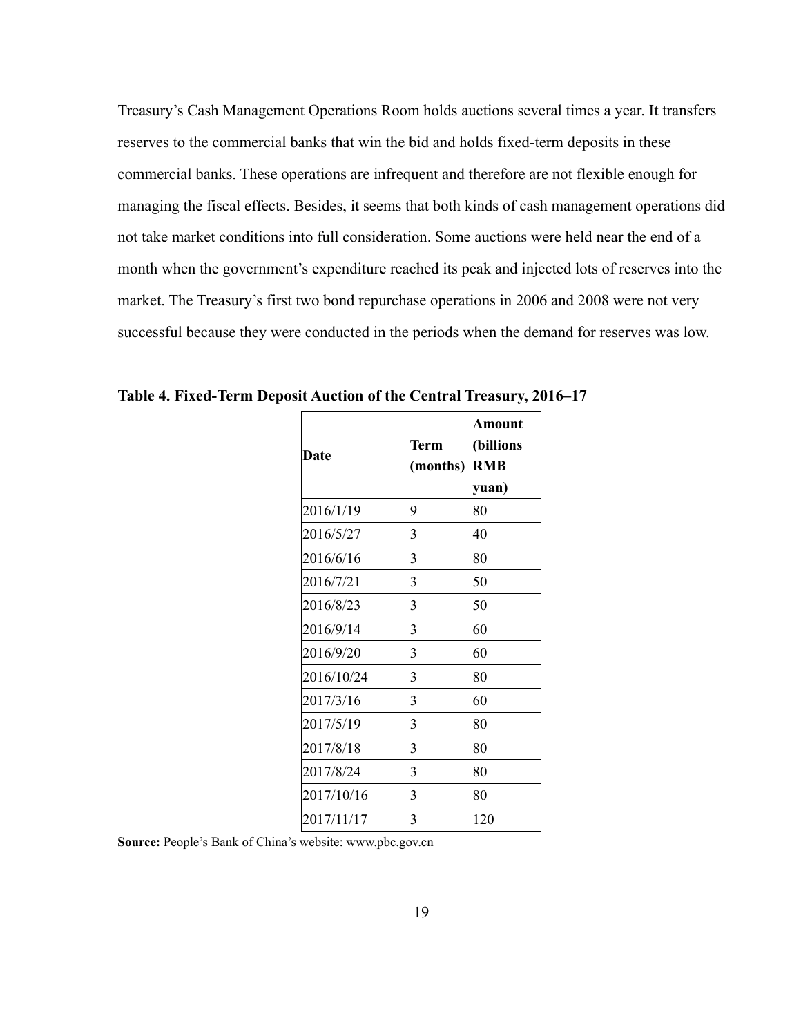Treasury's Cash Management Operations Room holds auctions several times a year. It transfers reserves to the commercial banks that win the bid and holds fixed-term deposits in these commercial banks. These operations are infrequent and therefore are not flexible enough for managing the fiscal effects. Besides, it seems that both kinds of cash management operations did not take market conditions into full consideration. Some auctions were held near the end of a month when the government's expenditure reached its peak and injected lots of reserves into the market. The Treasury's first two bond repurchase operations in 2006 and 2008 were not very successful because they were conducted in the periods when the demand for reserves was low.

**Table 4. Fixed-Term Deposit Auction of the Central Treasury, 2016–17**

| Date | Term (months) | Amount (billions RMB yuan) |
|---|---|---|
| 2016/1/19 | 9 | 80 |
| 2016/5/27 | 3 | 40 |
| 2016/6/16 | 3 | 80 |
| 2016/7/21 | 3 | 50 |
| 2016/8/23 | 3 | 50 |
| 2016/9/14 | 3 | 60 |
| 2016/9/20 | 3 | 60 |
| 2016/10/24 | 3 | 80 |
| 2017/3/16 | 3 | 60 |
| 2017/5/19 | 3 | 80 |
| 2017/8/18 | 3 | 80 |
| 2017/8/24 | 3 | 80 |
| 2017/10/16 | 3 | 80 |
| 2017/11/17 | 3 | 120 |

**Source:** People's Bank of China's website: www.pbc.gov.cn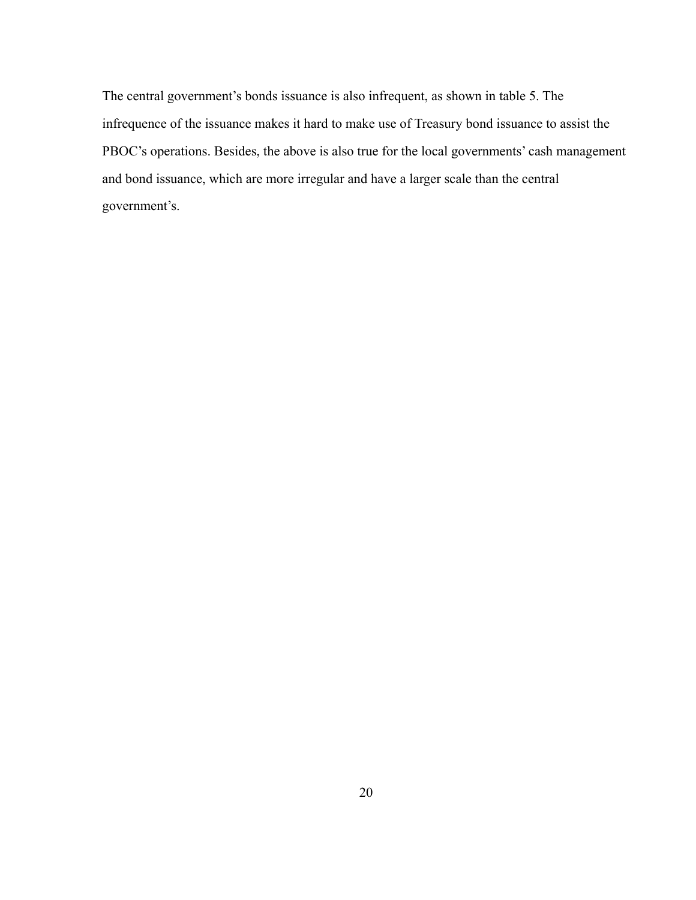The central government's bonds issuance is also infrequent, as shown in table 5. The infrequence of the issuance makes it hard to make use of Treasury bond issuance to assist the PBOC's operations. Besides, the above is also true for the local governments' cash management and bond issuance, which are more irregular and have a larger scale than the central government's.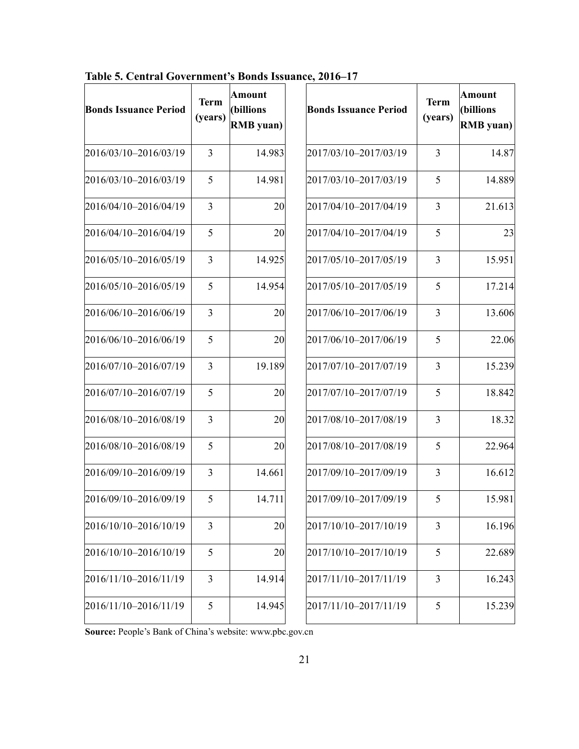**Table 5. Central Government's Bonds Issuance, 2016–17**

| Bonds Issuance Period | Term (years) | Amount (billions RMB yuan) | Bonds Issuance Period | Term (years) | Amount (billions RMB yuan) |
|---|---|---|---|---|---|
| 2016/03/10–2016/03/19 | 3 | 14.983 | 2017/03/10–2017/03/19 | 3 | 14.87 |
| 2016/03/10–2016/03/19 | 5 | 14.981 | 2017/03/10–2017/03/19 | 5 | 14.889 |
| 2016/04/10–2016/04/19 | 3 | 20 | 2017/04/10–2017/04/19 | 3 | 21.613 |
| 2016/04/10–2016/04/19 | 5 | 20 | 2017/04/10–2017/04/19 | 5 | 23 |
| 2016/05/10–2016/05/19 | 3 | 14.925 | 2017/05/10–2017/05/19 | 3 | 15.951 |
| 2016/05/10–2016/05/19 | 5 | 14.954 | 2017/05/10–2017/05/19 | 5 | 17.214 |
| 2016/06/10–2016/06/19 | 3 | 20 | 2017/06/10–2017/06/19 | 3 | 13.606 |
| 2016/06/10–2016/06/19 | 5 | 20 | 2017/06/10–2017/06/19 | 5 | 22.06 |
| 2016/07/10–2016/07/19 | 3 | 19.189 | 2017/07/10–2017/07/19 | 3 | 15.239 |
| 2016/07/10–2016/07/19 | 5 | 20 | 2017/07/10–2017/07/19 | 5 | 18.842 |
| 2016/08/10–2016/08/19 | 3 | 20 | 2017/08/10–2017/08/19 | 3 | 18.32 |
| 2016/08/10–2016/08/19 | 5 | 20 | 2017/08/10–2017/08/19 | 5 | 22.964 |
| 2016/09/10–2016/09/19 | 3 | 14.661 | 2017/09/10–2017/09/19 | 3 | 16.612 |
| 2016/09/10–2016/09/19 | 5 | 14.711 | 2017/09/10–2017/09/19 | 5 | 15.981 |
| 2016/10/10–2016/10/19 | 3 | 20 | 2017/10/10–2017/10/19 | 3 | 16.196 |
| 2016/10/10–2016/10/19 | 5 | 20 | 2017/10/10–2017/10/19 | 5 | 22.689 |
| 2016/11/10–2016/11/19 | 3 | 14.914 | 2017/11/10–2017/11/19 | 3 | 16.243 |
| 2016/11/10–2016/11/19 | 5 | 14.945 | 2017/11/10–2017/11/19 | 5 | 15.239 |

**Source:** People's Bank of China's website: www.pbc.gov.cn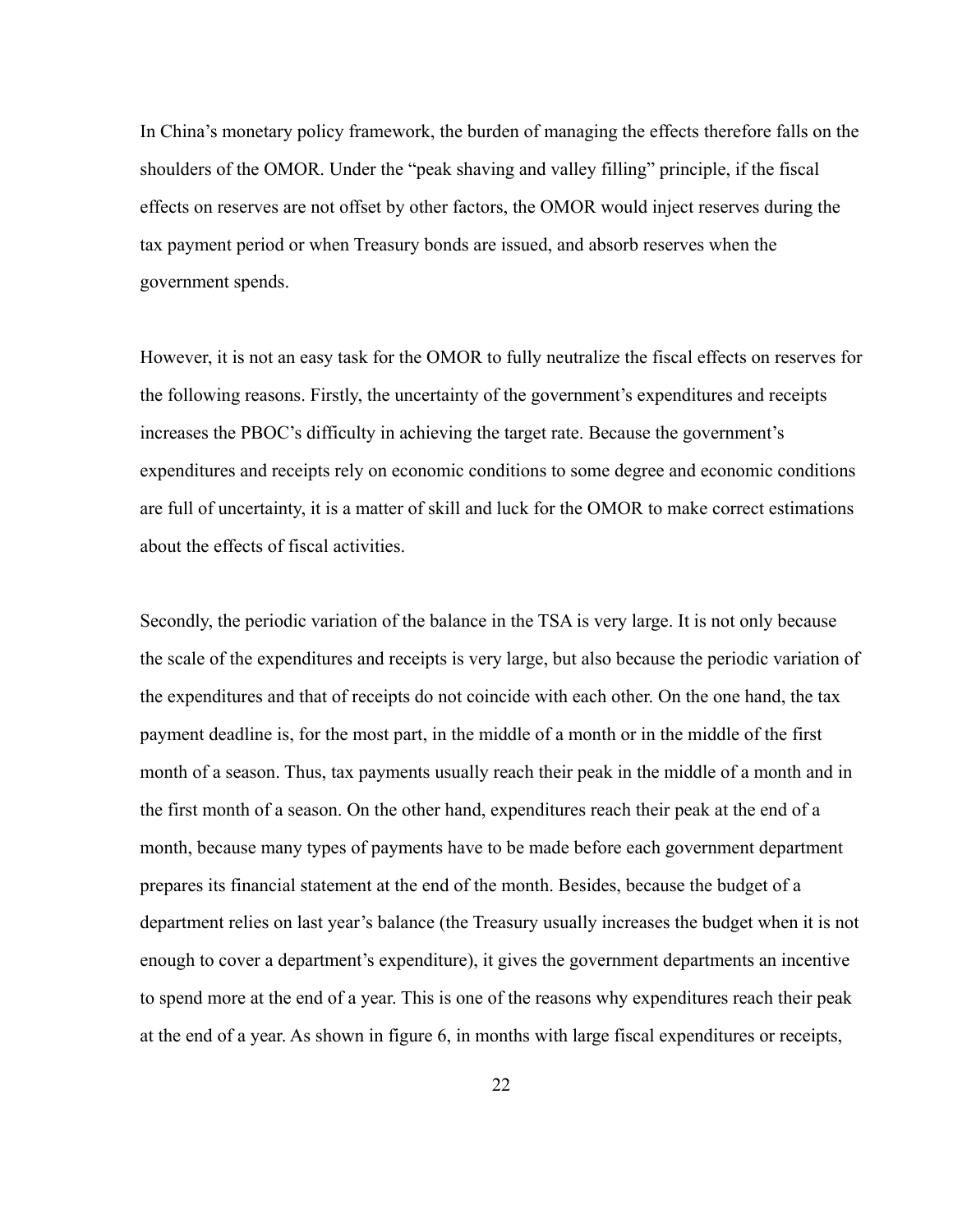In China's monetary policy framework, the burden of managing the effects therefore falls on the shoulders of the OMOR. Under the "peak shaving and valley filling" principle, if the fiscal effects on reserves are not offset by other factors, the OMOR would inject reserves during the tax payment period or when Treasury bonds are issued, and absorb reserves when the government spends.

However, it is not an easy task for the OMOR to fully neutralize the fiscal effects on reserves for the following reasons. Firstly, the uncertainty of the government's expenditures and receipts increases the PBOC's difficulty in achieving the target rate. Because the government's expenditures and receipts rely on economic conditions to some degree and economic conditions are full of uncertainty, it is a matter of skill and luck for the OMOR to make correct estimations about the effects of fiscal activities.

Secondly, the periodic variation of the balance in the TSA is very large. It is not only because the scale of the expenditures and receipts is very large, but also because the periodic variation of the expenditures and that of receipts do not coincide with each other. On the one hand, the tax payment deadline is, for the most part, in the middle of a month or in the middle of the first month of a season. Thus, tax payments usually reach their peak in the middle of a month and in the first month of a season. On the other hand, expenditures reach their peak at the end of a month, because many types of payments have to be made before each government department prepares its financial statement at the end of the month. Besides, because the budget of a department relies on last year's balance (the Treasury usually increases the budget when it is not enough to cover a department's expenditure), it gives the government departments an incentive to spend more at the end of a year. This is one of the reasons why expenditures reach their peak at the end of a year. As shown in figure 6, in months with large fiscal expenditures or receipts,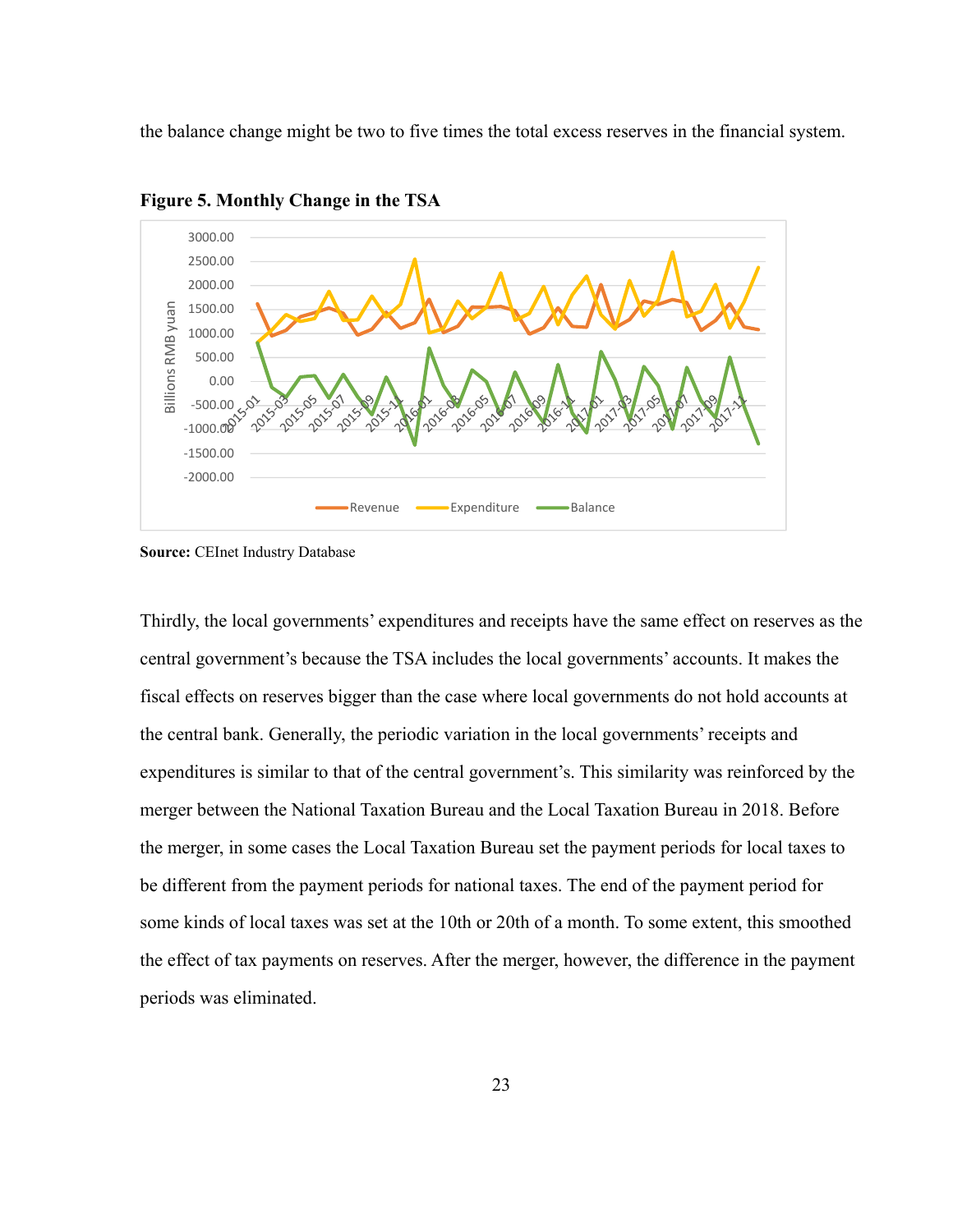the balance change might be two to five times the total excess reserves in the financial system.

**Figure 5. Monthly Change in the TSA**

**Source:** CEInet Industry Database

Thirdly, the local governments' expenditures and receipts have the same effect on reserves as the central government's because the TSA includes the local governments' accounts. It makes the fiscal effects on reserves bigger than the case where local governments do not hold accounts at the central bank. Generally, the periodic variation in the local governments' receipts and expenditures is similar to that of the central government's. This similarity was reinforced by the merger between the National Taxation Bureau and the Local Taxation Bureau in 2018. Before the merger, in some cases the Local Taxation Bureau set the payment periods for local taxes to be different from the payment periods for national taxes. The end of the payment period for some kinds of local taxes was set at the 10th or 20th of a month. To some extent, this smoothed the effect of tax payments on reserves. After the merger, however, the difference in the payment periods was eliminated.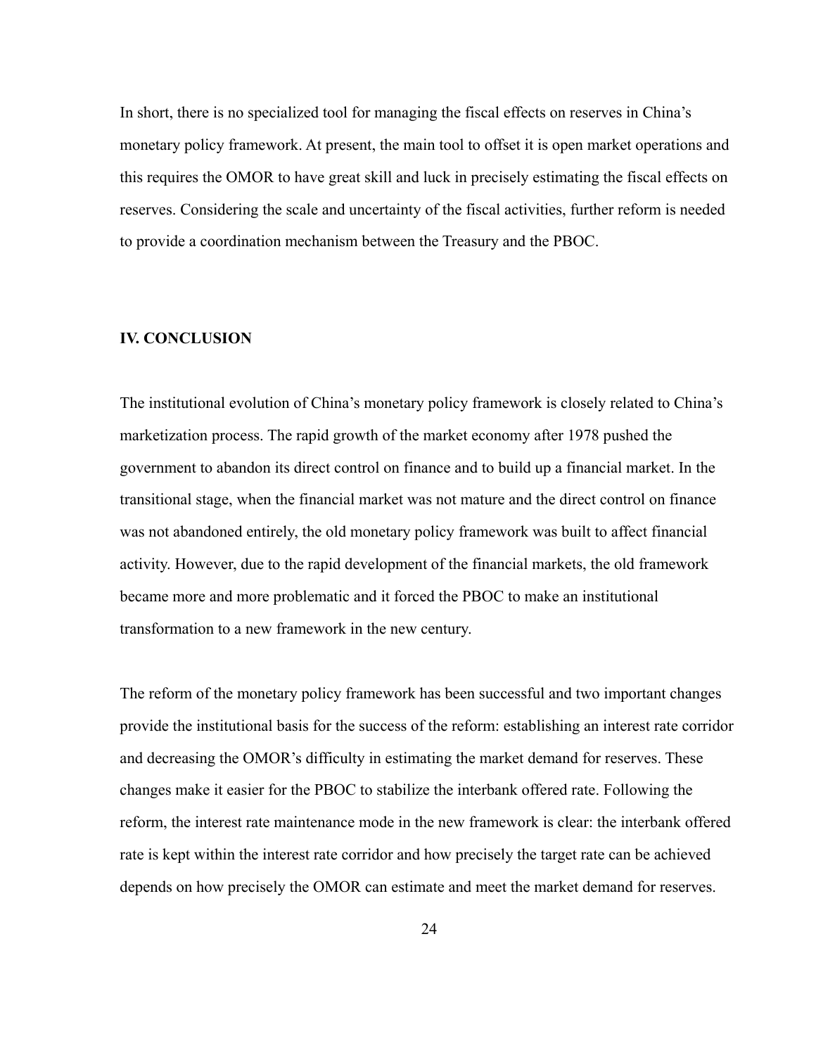In short, there is no specialized tool for managing the fiscal effects on reserves in China's monetary policy framework. At present, the main tool to offset it is open market operations and this requires the OMOR to have great skill and luck in precisely estimating the fiscal effects on reserves. Considering the scale and uncertainty of the fiscal activities, further reform is needed to provide a coordination mechanism between the Treasury and the PBOC.

## IV. CONCLUSION

The institutional evolution of China's monetary policy framework is closely related to China's marketization process. The rapid growth of the market economy after 1978 pushed the government to abandon its direct control on finance and to build up a financial market. In the transitional stage, when the financial market was not mature and the direct control on finance was not abandoned entirely, the old monetary policy framework was built to affect financial activity. However, due to the rapid development of the financial markets, the old framework became more and more problematic and it forced the PBOC to make an institutional transformation to a new framework in the new century.

The reform of the monetary policy framework has been successful and two important changes provide the institutional basis for the success of the reform: establishing an interest rate corridor and decreasing the OMOR's difficulty in estimating the market demand for reserves. These changes make it easier for the PBOC to stabilize the interbank offered rate. Following the reform, the interest rate maintenance mode in the new framework is clear: the interbank offered rate is kept within the interest rate corridor and how precisely the target rate can be achieved depends on how precisely the OMOR can estimate and meet the market demand for reserves.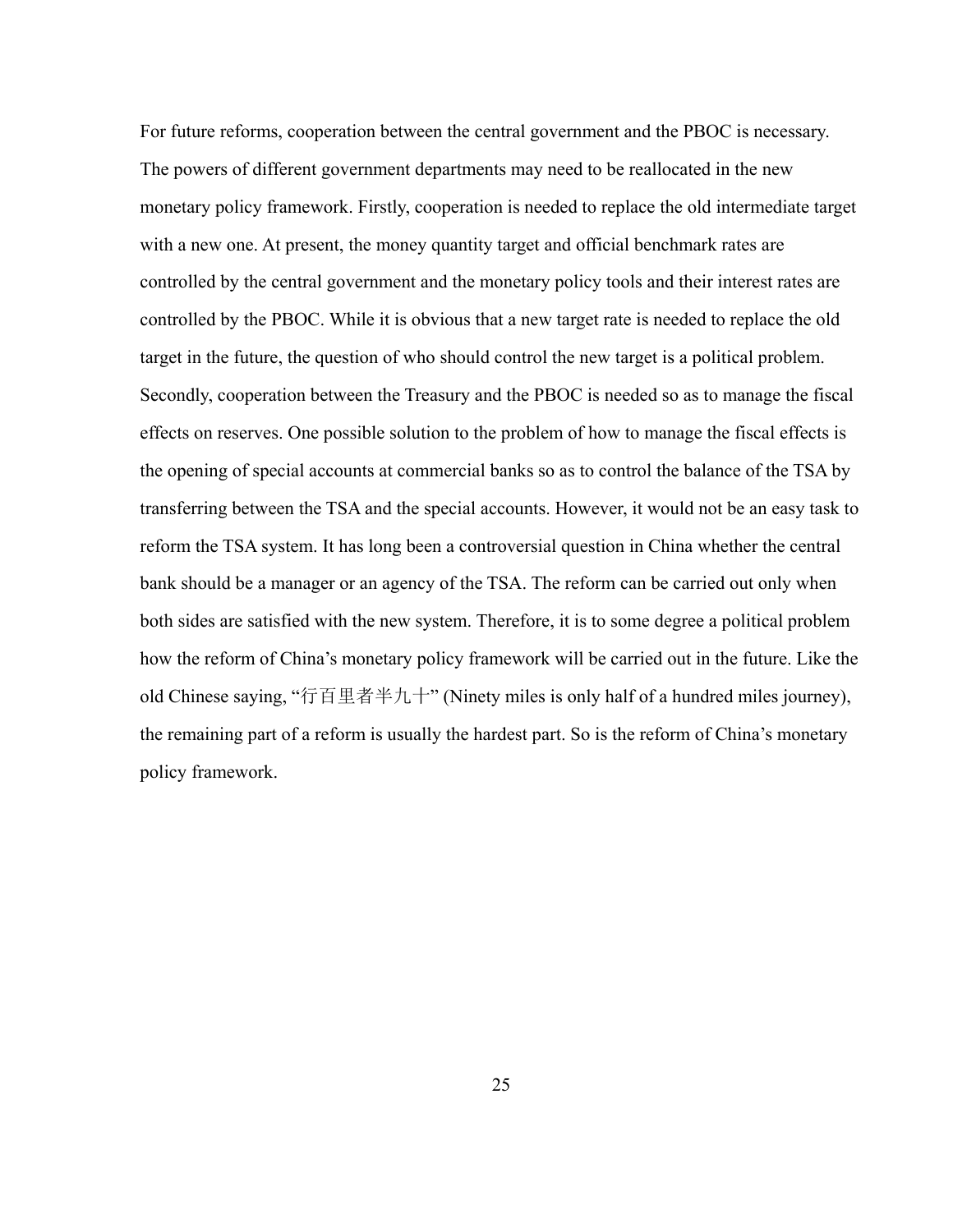For future reforms, cooperation between the central government and the PBOC is necessary. The powers of different government departments may need to be reallocated in the new monetary policy framework. Firstly, cooperation is needed to replace the old intermediate target with a new one. At present, the money quantity target and official benchmark rates are controlled by the central government and the monetary policy tools and their interest rates are controlled by the PBOC. While it is obvious that a new target rate is needed to replace the old target in the future, the question of who should control the new target is a political problem. Secondly, cooperation between the Treasury and the PBOC is needed so as to manage the fiscal effects on reserves. One possible solution to the problem of how to manage the fiscal effects is the opening of special accounts at commercial banks so as to control the balance of the TSA by transferring between the TSA and the special accounts. However, it would not be an easy task to reform the TSA system. It has long been a controversial question in China whether the central bank should be a manager or an agency of the TSA. The reform can be carried out only when both sides are satisfied with the new system. Therefore, it is to some degree a political problem how the reform of China's monetary policy framework will be carried out in the future. Like the old Chinese saying, "行百里者半九十" (Ninety miles is only half of a hundred miles journey), the remaining part of a reform is usually the hardest part. So is the reform of China's monetary policy framework.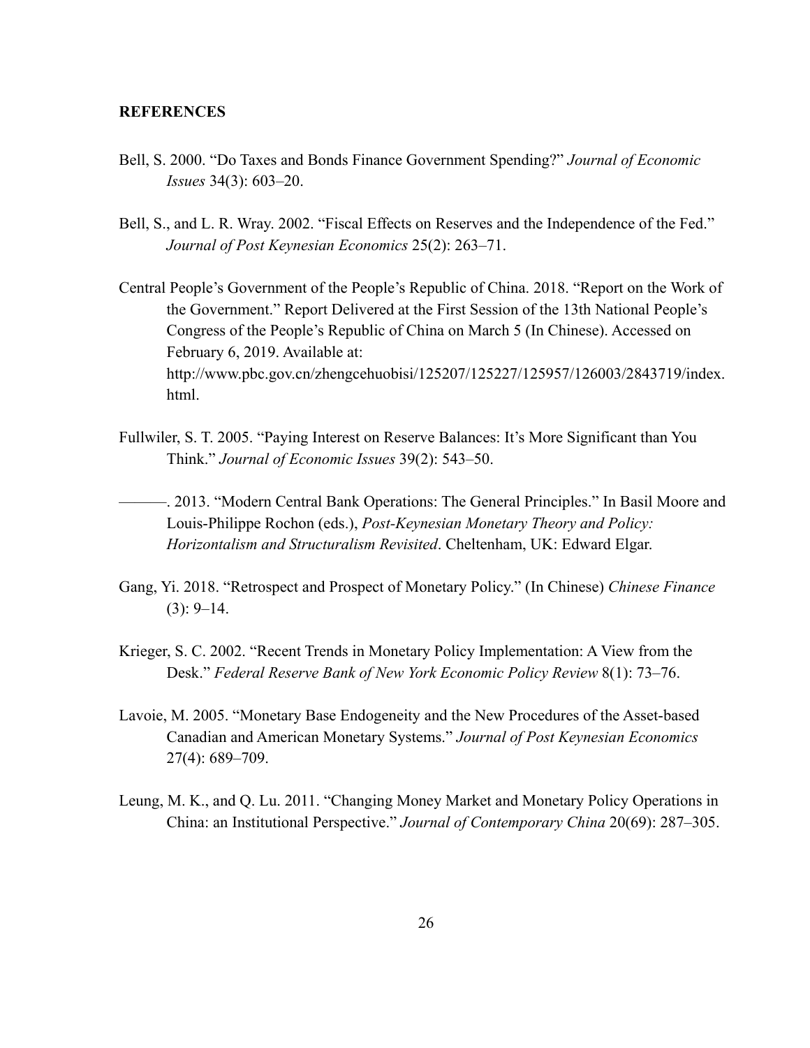**REFERENCES**

Bell, S. 2000. "Do Taxes and Bonds Finance Government Spending?" *Journal of Economic Issues* 34(3): 603–20.

Bell, S., and L. R. Wray. 2002. "Fiscal Effects on Reserves and the Independence of the Fed." *Journal of Post Keynesian Economics* 25(2): 263–71.

Central People's Government of the People's Republic of China. 2018. "Report on the Work of the Government." Report Delivered at the First Session of the 13th National People's Congress of the People's Republic of China on March 5 (In Chinese). Accessed on February 6, 2019. Available at: http://www.pbc.gov.cn/zhengcehuobisi/125207/125227/125957/126003/2843719/index.html.

Fullwiler, S. T. 2005. "Paying Interest on Reserve Balances: It's More Significant than You Think." *Journal of Economic Issues* 39(2): 543–50.

———. 2013. "Modern Central Bank Operations: The General Principles." In Basil Moore and Louis-Philippe Rochon (eds.), *Post-Keynesian Monetary Theory and Policy: Horizontalism and Structuralism Revisited*. Cheltenham, UK: Edward Elgar.

Gang, Yi. 2018. "Retrospect and Prospect of Monetary Policy." (In Chinese) *Chinese Finance* (3): 9–14.

Krieger, S. C. 2002. "Recent Trends in Monetary Policy Implementation: A View from the Desk." *Federal Reserve Bank of New York Economic Policy Review* 8(1): 73–76.

Lavoie, M. 2005. "Monetary Base Endogeneity and the New Procedures of the Asset-based Canadian and American Monetary Systems." *Journal of Post Keynesian Economics* 27(4): 689–709.

Leung, M. K., and Q. Lu. 2011. "Changing Money Market and Monetary Policy Operations in China: an Institutional Perspective." *Journal of Contemporary China* 20(69): 287–305.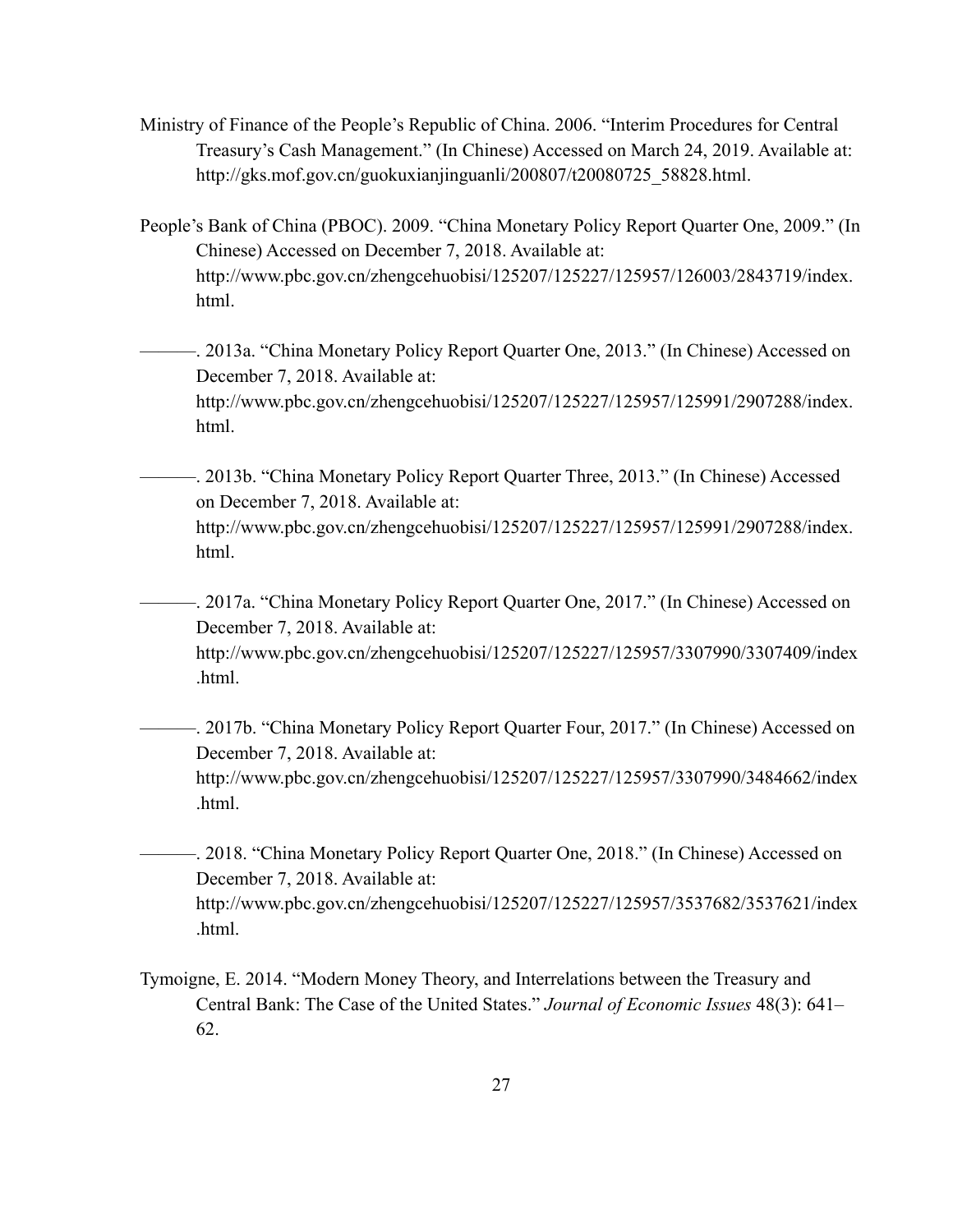Ministry of Finance of the People's Republic of China. 2006. "Interim Procedures for Central Treasury's Cash Management." (In Chinese) Accessed on March 24, 2019. Available at: http://gks.mof.gov.cn/guokuxianjinguanli/200807/t20080725_58828.html.

People's Bank of China (PBOC). 2009. "China Monetary Policy Report Quarter One, 2009." (In Chinese) Accessed on December 7, 2018. Available at: http://www.pbc.gov.cn/zhengcehuobisi/125207/125227/125957/126003/2843719/index.html.

———. 2013a. "China Monetary Policy Report Quarter One, 2013." (In Chinese) Accessed on December 7, 2018. Available at: http://www.pbc.gov.cn/zhengcehuobisi/125207/125227/125957/125991/2907288/index.html.

———. 2013b. "China Monetary Policy Report Quarter Three, 2013." (In Chinese) Accessed on December 7, 2018. Available at: http://www.pbc.gov.cn/zhengcehuobisi/125207/125227/125957/125991/2907288/index.html.

———. 2017a. "China Monetary Policy Report Quarter One, 2017." (In Chinese) Accessed on December 7, 2018. Available at: http://www.pbc.gov.cn/zhengcehuobisi/125207/125227/125957/3307990/3307409/index.html.

———. 2017b. "China Monetary Policy Report Quarter Four, 2017." (In Chinese) Accessed on December 7, 2018. Available at: http://www.pbc.gov.cn/zhengcehuobisi/125207/125227/125957/3307990/3484662/index.html.

———. 2018. "China Monetary Policy Report Quarter One, 2018." (In Chinese) Accessed on December 7, 2018. Available at: http://www.pbc.gov.cn/zhengcehuobisi/125207/125227/125957/3537682/3537621/index.html.

Tymoigne, E. 2014. "Modern Money Theory, and Interrelations between the Treasury and Central Bank: The Case of the United States." *Journal of Economic Issues* 48(3): 641–62.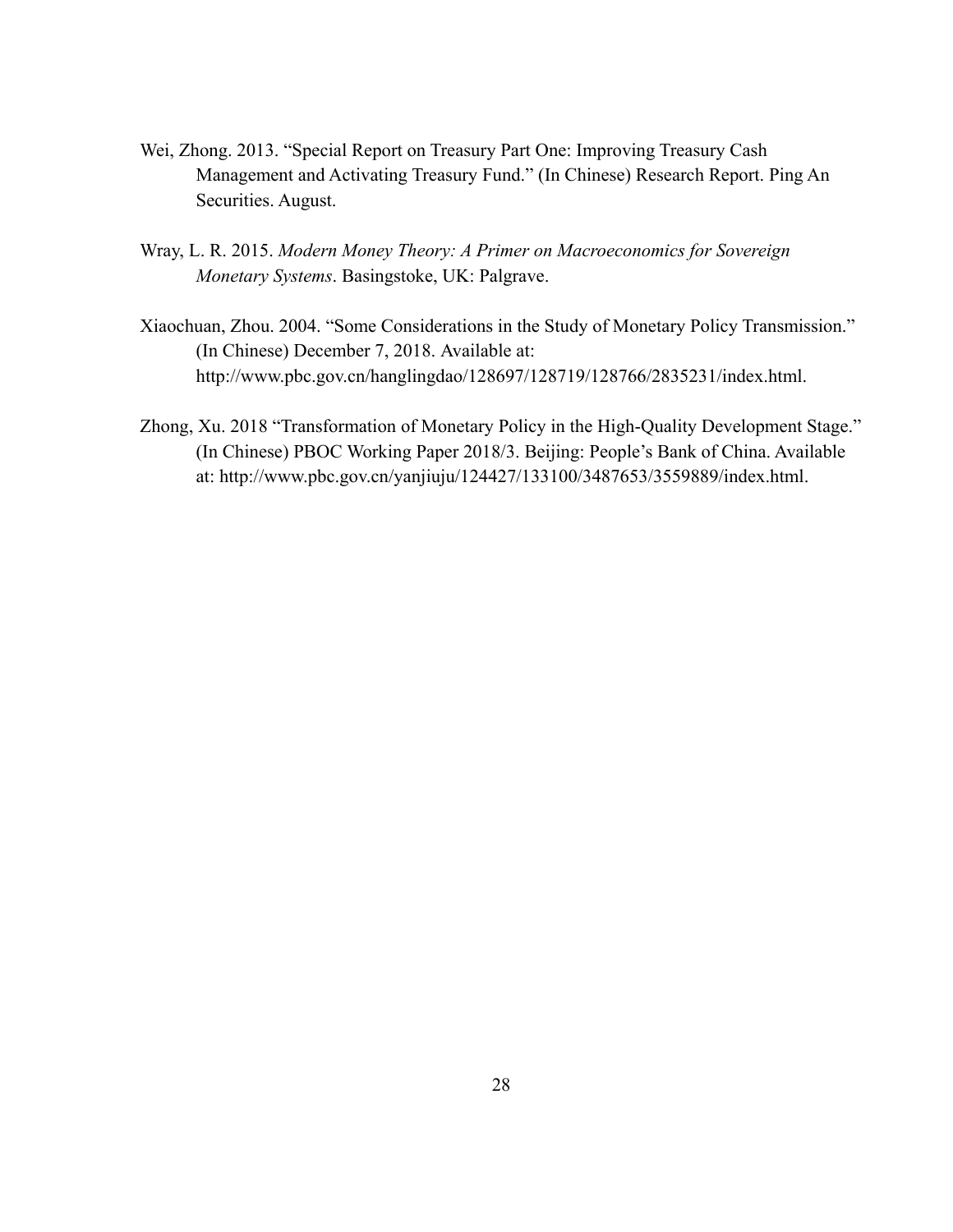Wei, Zhong. 2013. "Special Report on Treasury Part One: Improving Treasury Cash Management and Activating Treasury Fund." (In Chinese) Research Report. Ping An Securities. August.

Wray, L. R. 2015. *Modern Money Theory: A Primer on Macroeconomics for Sovereign Monetary Systems*. Basingstoke, UK: Palgrave.

Xiaochuan, Zhou. 2004. "Some Considerations in the Study of Monetary Policy Transmission." (In Chinese) December 7, 2018. Available at: http://www.pbc.gov.cn/hanglingdao/128697/128719/128766/2835231/index.html.

Zhong, Xu. 2018 "Transformation of Monetary Policy in the High-Quality Development Stage." (In Chinese) PBOC Working Paper 2018/3. Beijing: People's Bank of China. Available at: http://www.pbc.gov.cn/yanjiuju/124427/133100/3487653/3559889/index.html.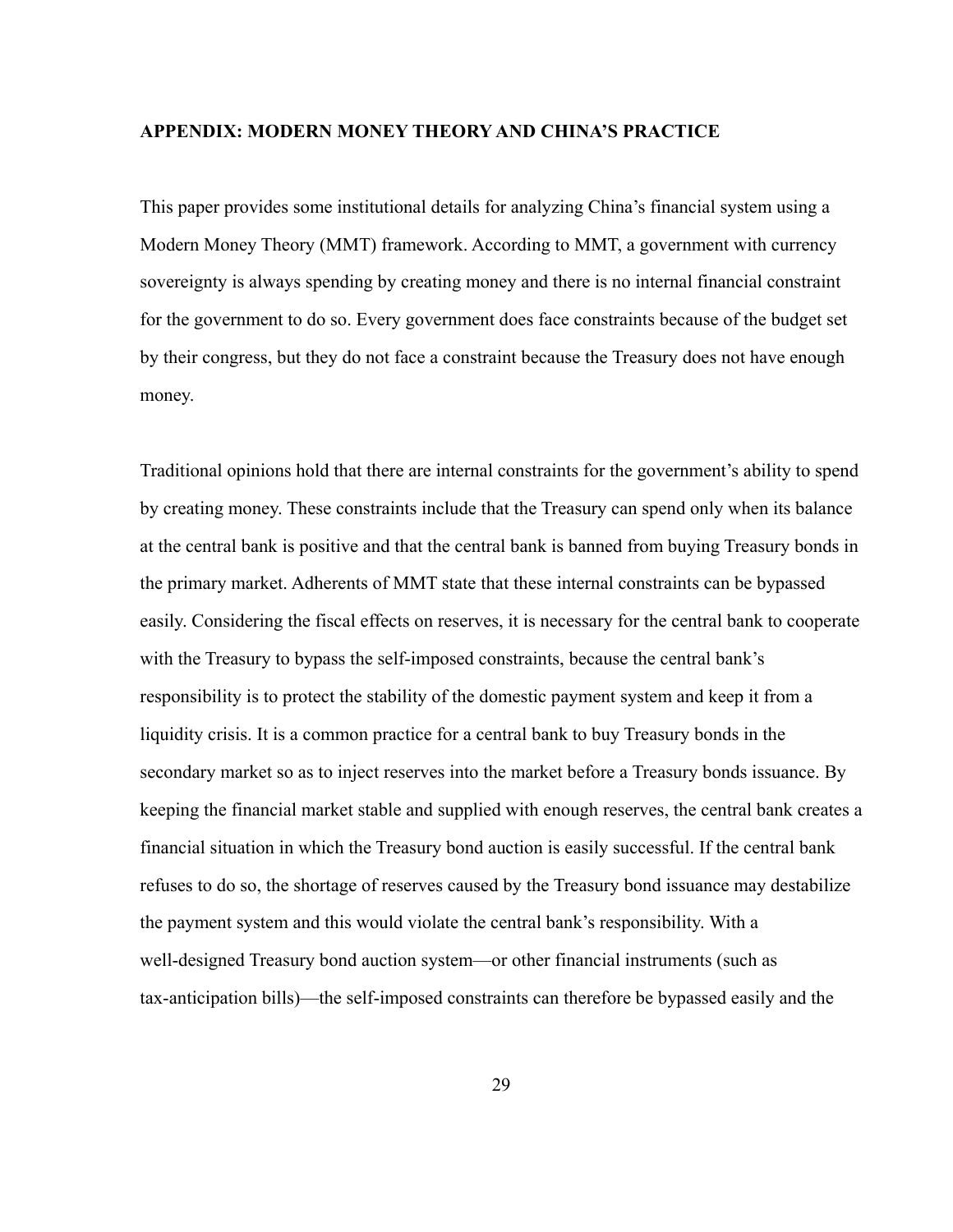## APPENDIX: MODERN MONEY THEORY AND CHINA'S PRACTICE

This paper provides some institutional details for analyzing China's financial system using a Modern Money Theory (MMT) framework. According to MMT, a government with currency sovereignty is always spending by creating money and there is no internal financial constraint for the government to do so. Every government does face constraints because of the budget set by their congress, but they do not face a constraint because the Treasury does not have enough money.

Traditional opinions hold that there are internal constraints for the government's ability to spend by creating money. These constraints include that the Treasury can spend only when its balance at the central bank is positive and that the central bank is banned from buying Treasury bonds in the primary market. Adherents of MMT state that these internal constraints can be bypassed easily. Considering the fiscal effects on reserves, it is necessary for the central bank to cooperate with the Treasury to bypass the self-imposed constraints, because the central bank's responsibility is to protect the stability of the domestic payment system and keep it from a liquidity crisis. It is a common practice for a central bank to buy Treasury bonds in the secondary market so as to inject reserves into the market before a Treasury bonds issuance. By keeping the financial market stable and supplied with enough reserves, the central bank creates a financial situation in which the Treasury bond auction is easily successful. If the central bank refuses to do so, the shortage of reserves caused by the Treasury bond issuance may destabilize the payment system and this would violate the central bank's responsibility. With a well-designed Treasury bond auction system—or other financial instruments (such as tax-anticipation bills)—the self-imposed constraints can therefore be bypassed easily and the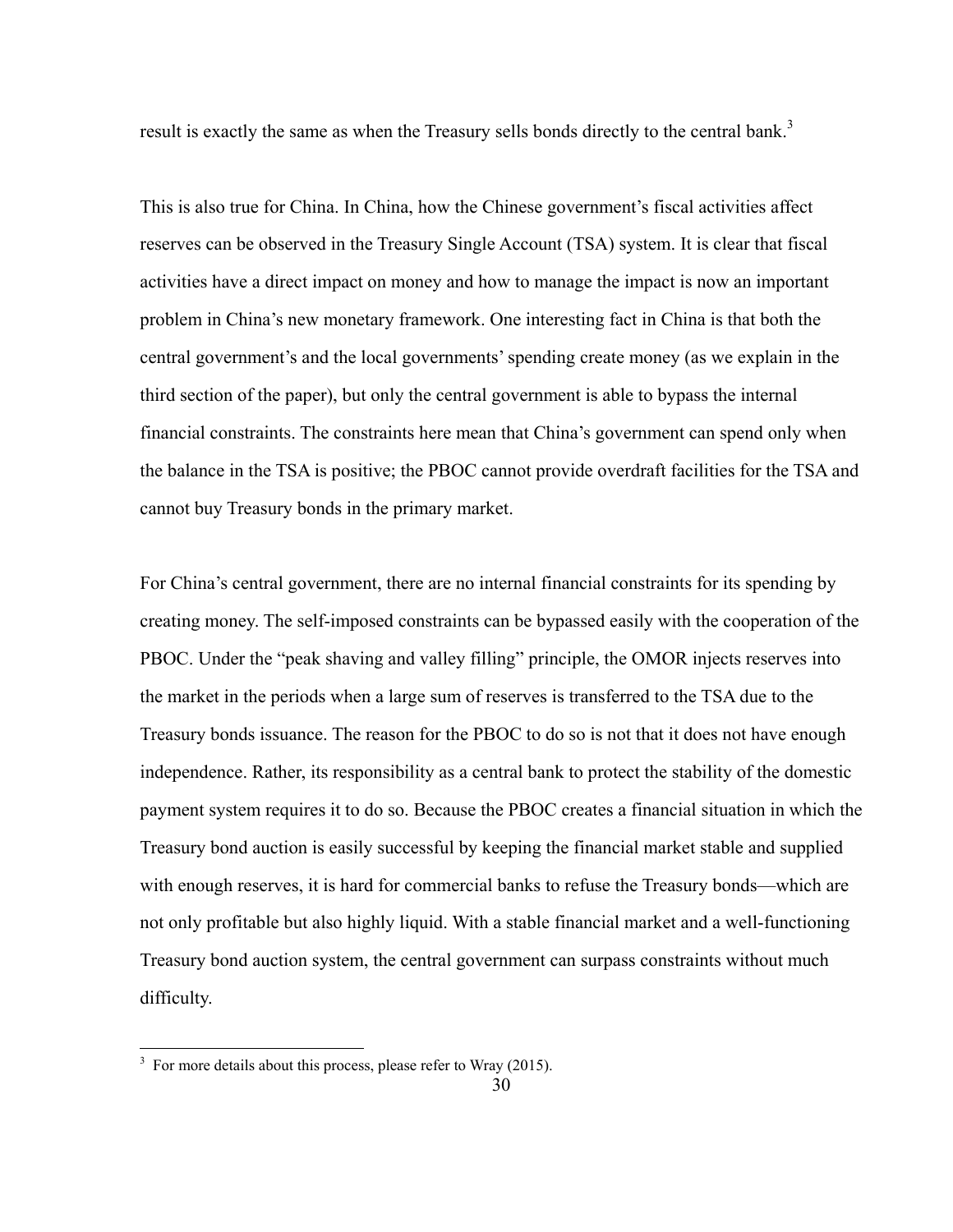result is exactly the same as when the Treasury sells bonds directly to the central bank.[3]

This is also true for China. In China, how the Chinese government's fiscal activities affect reserves can be observed in the Treasury Single Account (TSA) system. It is clear that fiscal activities have a direct impact on money and how to manage the impact is now an important problem in China's new monetary framework. One interesting fact in China is that both the central government's and the local governments' spending create money (as we explain in the third section of the paper), but only the central government is able to bypass the internal financial constraints. The constraints here mean that China's government can spend only when the balance in the TSA is positive; the PBOC cannot provide overdraft facilities for the TSA and cannot buy Treasury bonds in the primary market.

For China's central government, there are no internal financial constraints for its spending by creating money. The self-imposed constraints can be bypassed easily with the cooperation of the PBOC. Under the "peak shaving and valley filling" principle, the OMOR injects reserves into the market in the periods when a large sum of reserves is transferred to the TSA due to the Treasury bonds issuance. The reason for the PBOC to do so is not that it does not have enough independence. Rather, its responsibility as a central bank to protect the stability of the domestic payment system requires it to do so. Because the PBOC creates a financial situation in which the Treasury bond auction is easily successful by keeping the financial market stable and supplied with enough reserves, it is hard for commercial banks to refuse the Treasury bonds—which are not only profitable but also highly liquid. With a stable financial market and a well-functioning Treasury bond auction system, the central government can surpass constraints without much difficulty.

---

[3] For more details about this process, please refer to Wray (2015).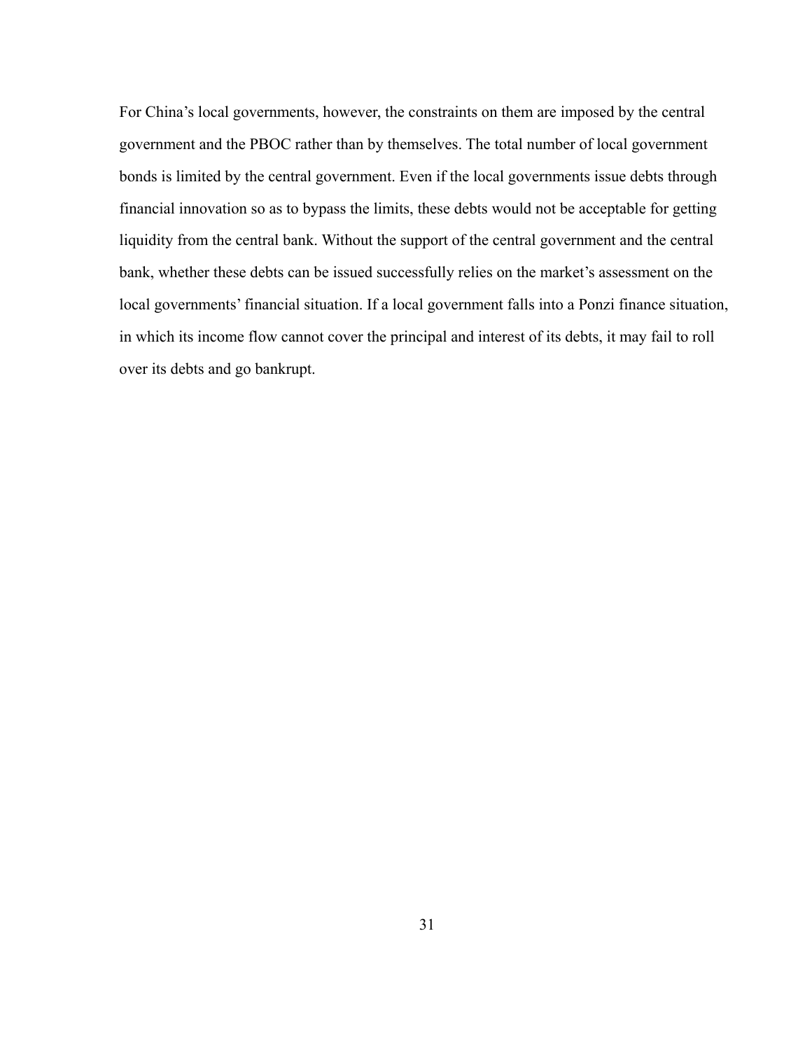For China's local governments, however, the constraints on them are imposed by the central government and the PBOC rather than by themselves. The total number of local government bonds is limited by the central government. Even if the local governments issue debts through financial innovation so as to bypass the limits, these debts would not be acceptable for getting liquidity from the central bank. Without the support of the central government and the central bank, whether these debts can be issued successfully relies on the market's assessment on the local governments' financial situation. If a local government falls into a Ponzi finance situation, in which its income flow cannot cover the principal and interest of its debts, it may fail to roll over its debts and go bankrupt.